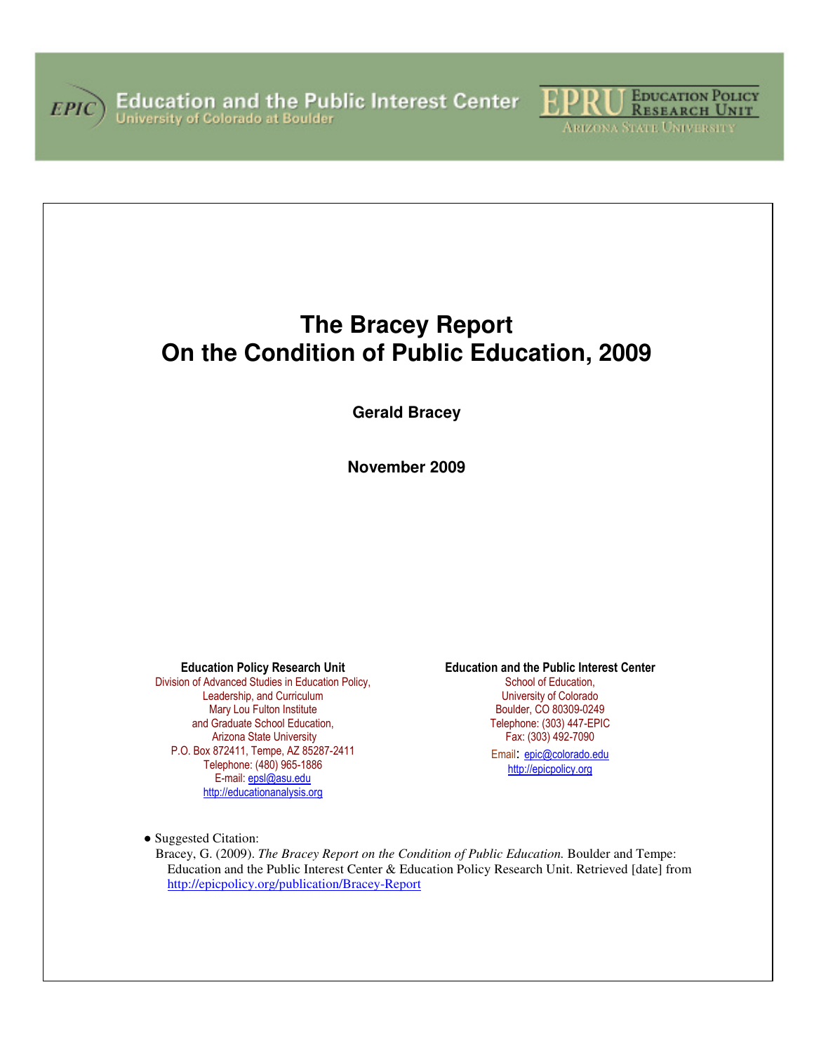Education and the Public Interest Center
University of Colorado at Boulder

EPRU Education Policy Research Unit
Arizona State University

# The Bracey Report On the Condition of Public Education, 2009

**Gerald Bracey**

**November 2009**

**Education Policy Research Unit**
Division of Advanced Studies in Education Policy,
Leadership, and Curriculum
Mary Lou Fulton Institute
and Graduate School Education,
Arizona State University
P.O. Box 872411, Tempe, AZ 85287-2411
Telephone: (480) 965-1886
E-mail: epsl@asu.edu
http://educationanalysis.org

**Education and the Public Interest Center**
School of Education,
University of Colorado
Boulder, CO 80309-0249
Telephone: (303) 447-EPIC
Fax: (303) 492-7090
Email: epic@colorado.edu
http://epicpolicy.org

- Suggested Citation:
  Bracey, G. (2009). *The Bracey Report on the Condition of Public Education.* Boulder and Tempe: Education and the Public Interest Center & Education Policy Research Unit. Retrieved [date] from http://epicpolicy.org/publication/Bracey-Report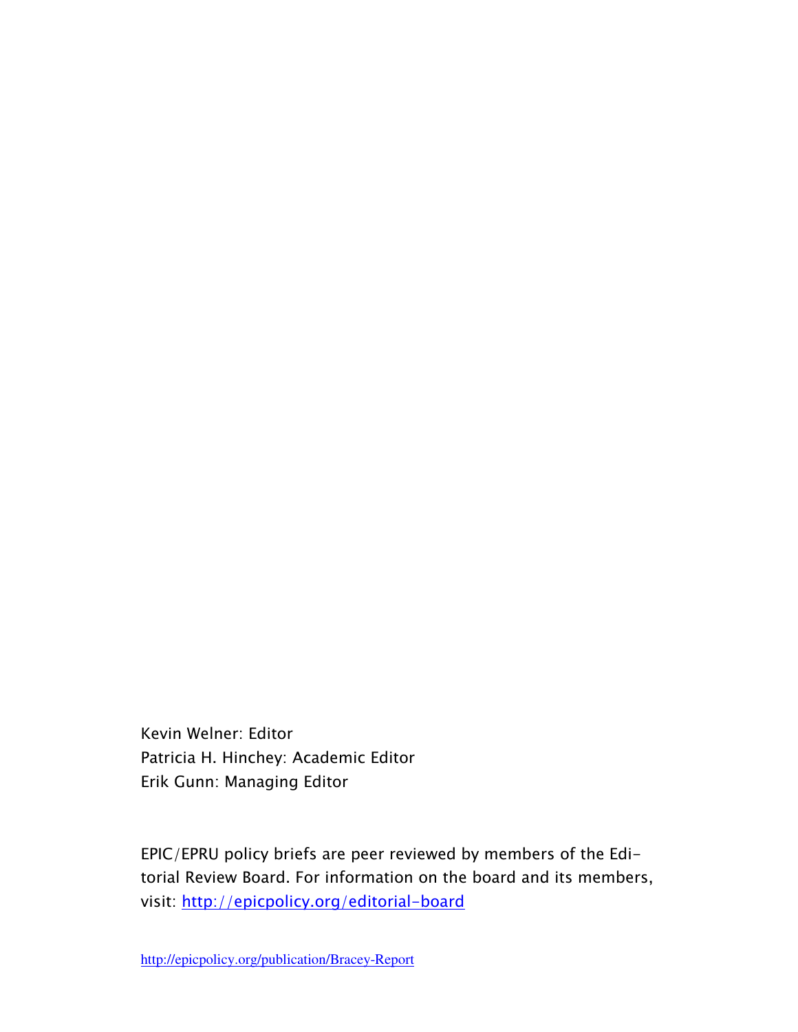Kevin Welner: Editor
Patricia H. Hinchey: Academic Editor
Erik Gunn: Managing Editor

EPIC/EPRU policy briefs are peer reviewed by members of the Editorial Review Board. For information on the board and its members, visit: http://epicpolicy.org/editorial-board

http://epicpolicy.org/publication/Bracey-Report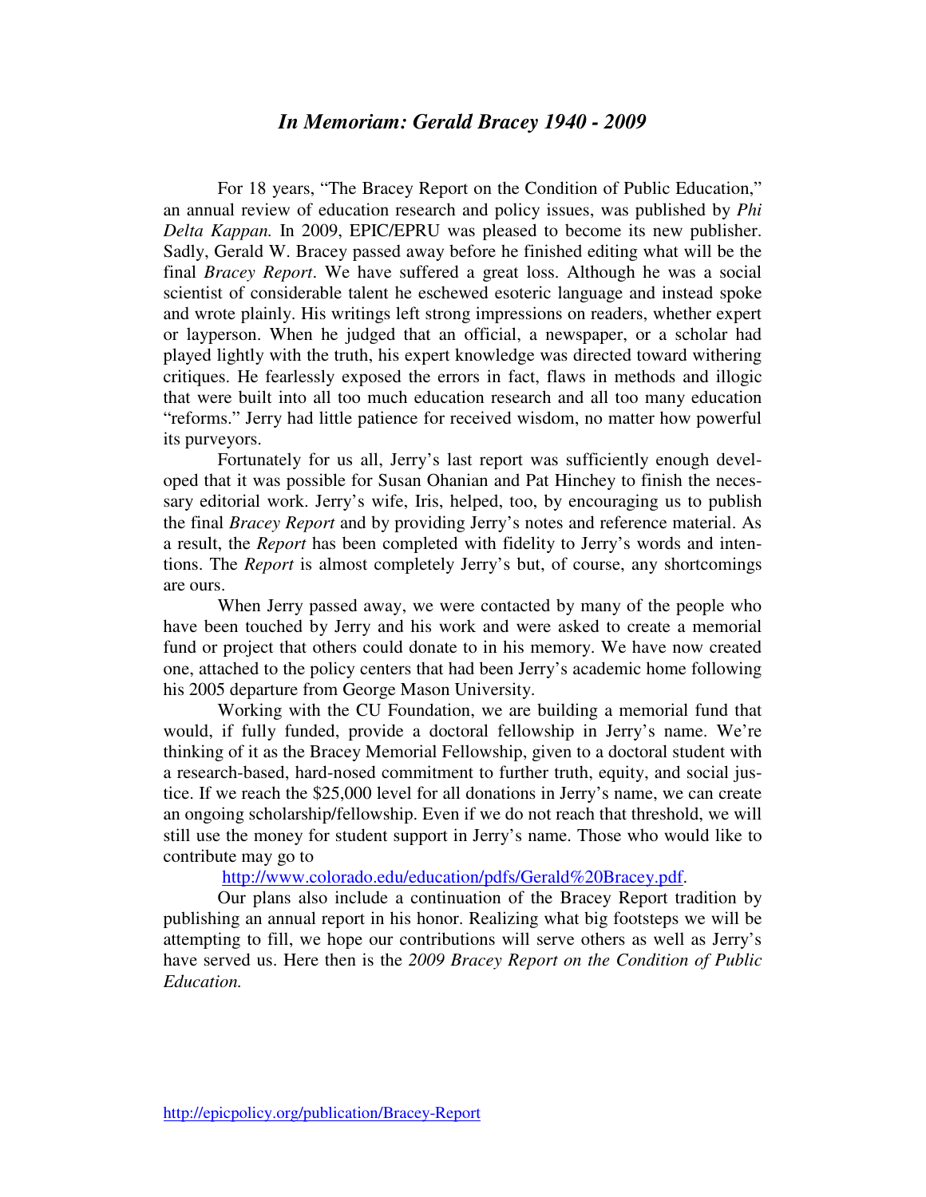# *In Memoriam: Gerald Bracey 1940 - 2009*

For 18 years, "The Bracey Report on the Condition of Public Education," an annual review of education research and policy issues, was published by *Phi Delta Kappan.* In 2009, EPIC/EPRU was pleased to become its new publisher. Sadly, Gerald W. Bracey passed away before he finished editing what will be the final *Bracey Report*. We have suffered a great loss. Although he was a social scientist of considerable talent he eschewed esoteric language and instead spoke and wrote plainly. His writings left strong impressions on readers, whether expert or layperson. When he judged that an official, a newspaper, or a scholar had played lightly with the truth, his expert knowledge was directed toward withering critiques. He fearlessly exposed the errors in fact, flaws in methods and illogic that were built into all too much education research and all too many education "reforms." Jerry had little patience for received wisdom, no matter how powerful its purveyors.

Fortunately for us all, Jerry's last report was sufficiently enough developed that it was possible for Susan Ohanian and Pat Hinchey to finish the necessary editorial work. Jerry's wife, Iris, helped, too, by encouraging us to publish the final *Bracey Report* and by providing Jerry's notes and reference material. As a result, the *Report* has been completed with fidelity to Jerry's words and intentions. The *Report* is almost completely Jerry's but, of course, any shortcomings are ours.

When Jerry passed away, we were contacted by many of the people who have been touched by Jerry and his work and were asked to create a memorial fund or project that others could donate to in his memory. We have now created one, attached to the policy centers that had been Jerry's academic home following his 2005 departure from George Mason University.

Working with the CU Foundation, we are building a memorial fund that would, if fully funded, provide a doctoral fellowship in Jerry's name. We're thinking of it as the Bracey Memorial Fellowship, given to a doctoral student with a research-based, hard-nosed commitment to further truth, equity, and social justice. If we reach the $25,000 level for all donations in Jerry's name, we can create an ongoing scholarship/fellowship. Even if we do not reach that threshold, we will still use the money for student support in Jerry's name. Those who would like to contribute may go to

http://www.colorado.edu/education/pdfs/Gerald%20Bracey.pdf.

Our plans also include a continuation of the Bracey Report tradition by publishing an annual report in his honor. Realizing what big footsteps we will be attempting to fill, we hope our contributions will serve others as well as Jerry's have served us. Here then is the *2009 Bracey Report on the Condition of Public Education.*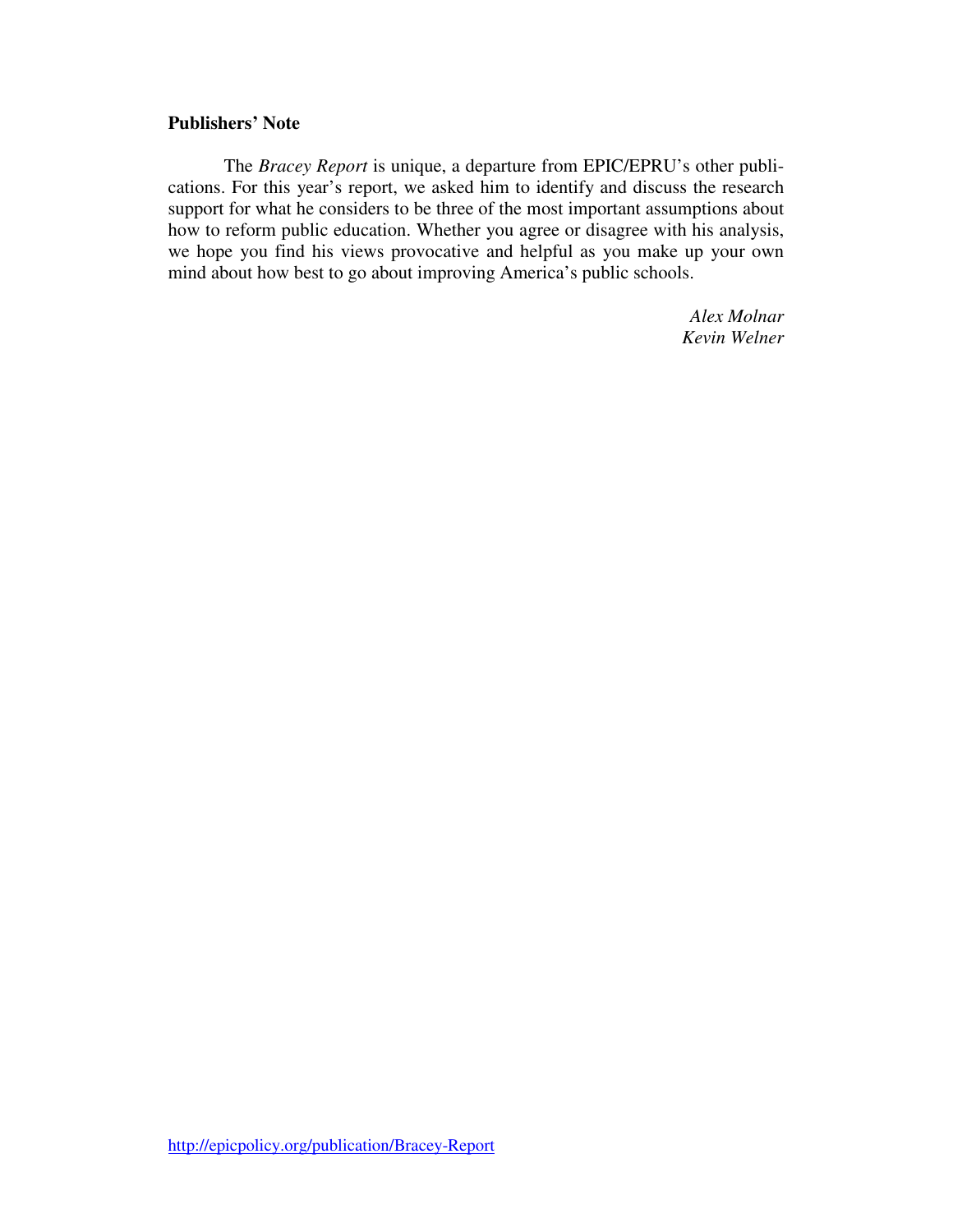**Publishers' Note**

The *Bracey Report* is unique, a departure from EPIC/EPRU's other publications. For this year's report, we asked him to identify and discuss the research support for what he considers to be three of the most important assumptions about how to reform public education. Whether you agree or disagree with his analysis, we hope you find his views provocative and helpful as you make up your own mind about how best to go about improving America's public schools.

*Alex Molnar*
*Kevin Welner*

http://epicpolicy.org/publication/Bracey-Report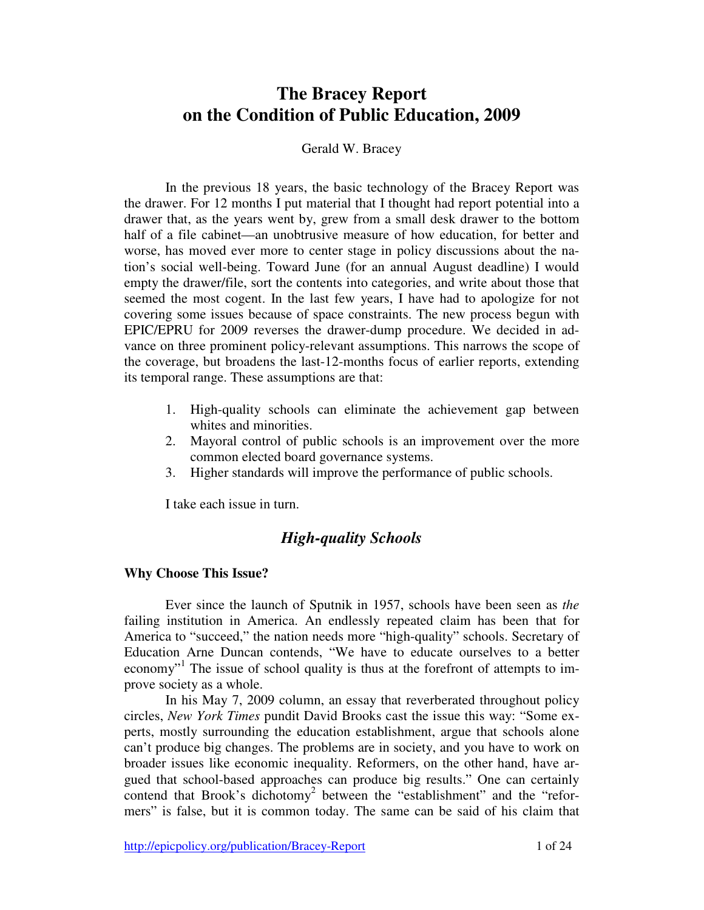# The Bracey Report on the Condition of Public Education, 2009

Gerald W. Bracey

In the previous 18 years, the basic technology of the Bracey Report was the drawer. For 12 months I put material that I thought had report potential into a drawer that, as the years went by, grew from a small desk drawer to the bottom half of a file cabinet—an unobtrusive measure of how education, for better and worse, has moved ever more to center stage in policy discussions about the nation's social well-being. Toward June (for an annual August deadline) I would empty the drawer/file, sort the contents into categories, and write about those that seemed the most cogent. In the last few years, I have had to apologize for not covering some issues because of space constraints. The new process begun with EPIC/EPRU for 2009 reverses the drawer-dump procedure. We decided in advance on three prominent policy-relevant assumptions. This narrows the scope of the coverage, but broadens the last-12-months focus of earlier reports, extending its temporal range. These assumptions are that:

1. High-quality schools can eliminate the achievement gap between whites and minorities.
2. Mayoral control of public schools is an improvement over the more common elected board governance systems.
3. Higher standards will improve the performance of public schools.

I take each issue in turn.

## *High-quality Schools*

### Why Choose This Issue?

Ever since the launch of Sputnik in 1957, schools have been seen as *the* failing institution in America. An endlessly repeated claim has been that for America to "succeed," the nation needs more "high-quality" schools. Secretary of Education Arne Duncan contends, "We have to educate ourselves to a better economy"[1] The issue of school quality is thus at the forefront of attempts to improve society as a whole.

In his May 7, 2009 column, an essay that reverberated throughout policy circles, *New York Times* pundit David Brooks cast the issue this way: "Some experts, mostly surrounding the education establishment, argue that schools alone can't produce big changes. The problems are in society, and you have to work on broader issues like economic inequality. Reformers, on the other hand, have argued that school-based approaches can produce big results." One can certainly contend that Brook's dichotomy[2] between the "establishment" and the "reformers" is false, but it is common today. The same can be said of his claim that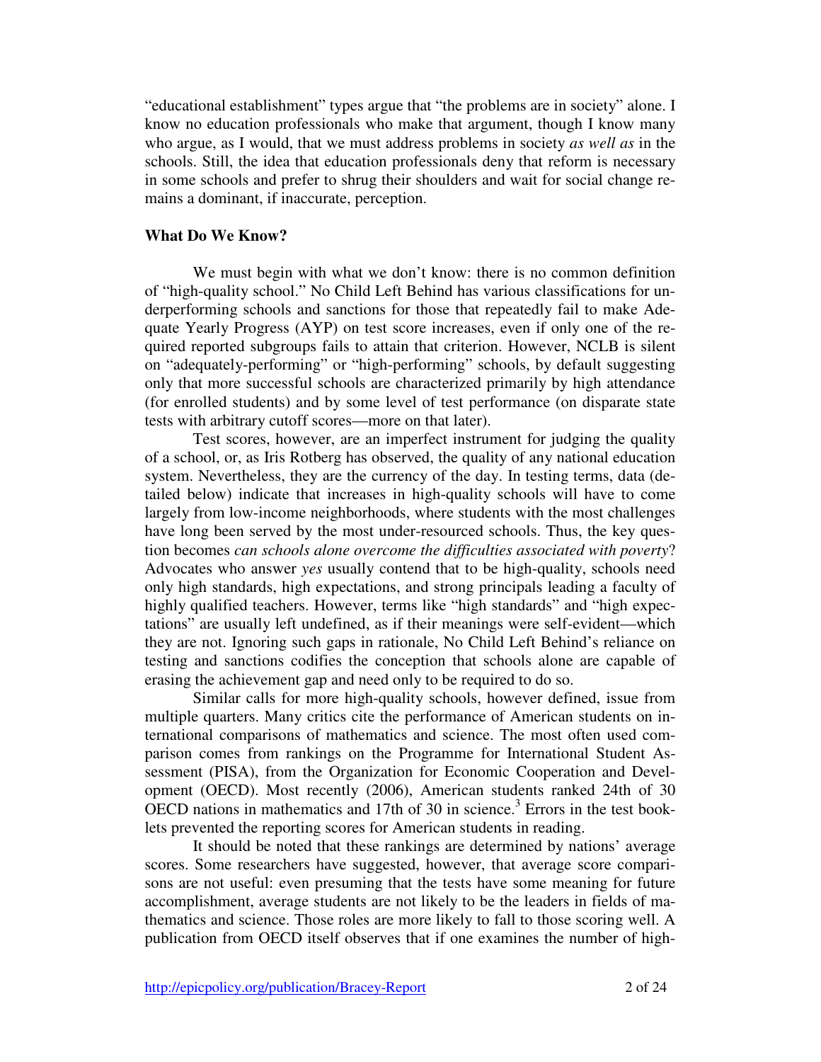"educational establishment" types argue that "the problems are in society" alone. I know no education professionals who make that argument, though I know many who argue, as I would, that we must address problems in society *as well as* in the schools. Still, the idea that education professionals deny that reform is necessary in some schools and prefer to shrug their shoulders and wait for social change remains a dominant, if inaccurate, perception.

**What Do We Know?**

We must begin with what we don't know: there is no common definition of "high-quality school." No Child Left Behind has various classifications for underperforming schools and sanctions for those that repeatedly fail to make Adequate Yearly Progress (AYP) on test score increases, even if only one of the required reported subgroups fails to attain that criterion. However, NCLB is silent on "adequately-performing" or "high-performing" schools, by default suggesting only that more successful schools are characterized primarily by high attendance (for enrolled students) and by some level of test performance (on disparate state tests with arbitrary cutoff scores—more on that later).

Test scores, however, are an imperfect instrument for judging the quality of a school, or, as Iris Rotberg has observed, the quality of any national education system. Nevertheless, they are the currency of the day. In testing terms, data (detailed below) indicate that increases in high-quality schools will have to come largely from low-income neighborhoods, where students with the most challenges have long been served by the most under-resourced schools. Thus, the key question becomes *can schools alone overcome the difficulties associated with poverty*? Advocates who answer *yes* usually contend that to be high-quality, schools need only high standards, high expectations, and strong principals leading a faculty of highly qualified teachers. However, terms like "high standards" and "high expectations" are usually left undefined, as if their meanings were self-evident—which they are not. Ignoring such gaps in rationale, No Child Left Behind's reliance on testing and sanctions codifies the conception that schools alone are capable of erasing the achievement gap and need only to be required to do so.

Similar calls for more high-quality schools, however defined, issue from multiple quarters. Many critics cite the performance of American students on international comparisons of mathematics and science. The most often used comparison comes from rankings on the Programme for International Student Assessment (PISA), from the Organization for Economic Cooperation and Development (OECD). Most recently (2006), American students ranked 24th of 30 OECD nations in mathematics and 17th of 30 in science.[3] Errors in the test booklets prevented the reporting scores for American students in reading.

It should be noted that these rankings are determined by nations' average scores. Some researchers have suggested, however, that average score comparisons are not useful: even presuming that the tests have some meaning for future accomplishment, average students are not likely to be the leaders in fields of mathematics and science. Those roles are more likely to fall to those scoring well. A publication from OECD itself observes that if one examines the number of high-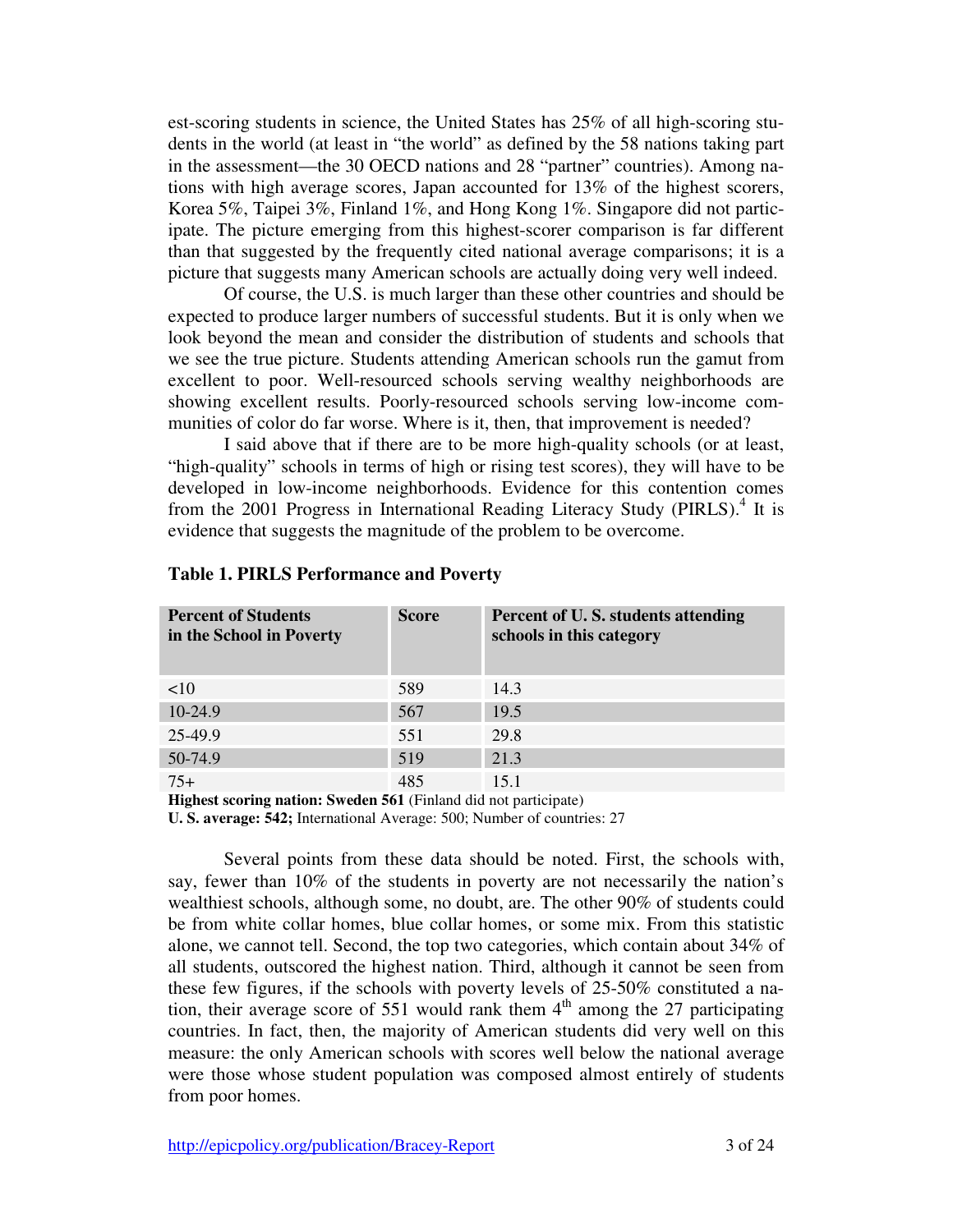est-scoring students in science, the United States has 25% of all high-scoring students in the world (at least in "the world" as defined by the 58 nations taking part in the assessment—the 30 OECD nations and 28 "partner" countries). Among nations with high average scores, Japan accounted for 13% of the highest scorers, Korea 5%, Taipei 3%, Finland 1%, and Hong Kong 1%. Singapore did not participate. The picture emerging from this highest-scorer comparison is far different than that suggested by the frequently cited national average comparisons; it is a picture that suggests many American schools are actually doing very well indeed.

Of course, the U.S. is much larger than these other countries and should be expected to produce larger numbers of successful students. But it is only when we look beyond the mean and consider the distribution of students and schools that we see the true picture. Students attending American schools run the gamut from excellent to poor. Well-resourced schools serving wealthy neighborhoods are showing excellent results. Poorly-resourced schools serving low-income communities of color do far worse. Where is it, then, that improvement is needed?

I said above that if there are to be more high-quality schools (or at least, "high-quality" schools in terms of high or rising test scores), they will have to be developed in low-income neighborhoods. Evidence for this contention comes from the 2001 Progress in International Reading Literacy Study (PIRLS).[4] It is evidence that suggests the magnitude of the problem to be overcome.

**Table 1. PIRLS Performance and Poverty**

| Percent of Students in the School in Poverty | Score | Percent of U. S. students attending schools in this category |
|---|---|---|
| <10 | 589 | 14.3 |
| 10-24.9 | 567 | 19.5 |
| 25-49.9 | 551 | 29.8 |
| 50-74.9 | 519 | 21.3 |
| 75+ | 485 | 15.1 |

**Highest scoring nation: Sweden 561** (Finland did not participate)
**U. S. average: 542;** International Average: 500; Number of countries: 27

Several points from these data should be noted. First, the schools with, say, fewer than 10% of the students in poverty are not necessarily the nation's wealthiest schools, although some, no doubt, are. The other 90% of students could be from white collar homes, blue collar homes, or some mix. From this statistic alone, we cannot tell. Second, the top two categories, which contain about 34% of all students, outscored the highest nation. Third, although it cannot be seen from these few figures, if the schools with poverty levels of 25-50% constituted a nation, their average score of 551 would rank them 4th among the 27 participating countries. In fact, then, the majority of American students did very well on this measure: the only American schools with scores well below the national average were those whose student population was composed almost entirely of students from poor homes.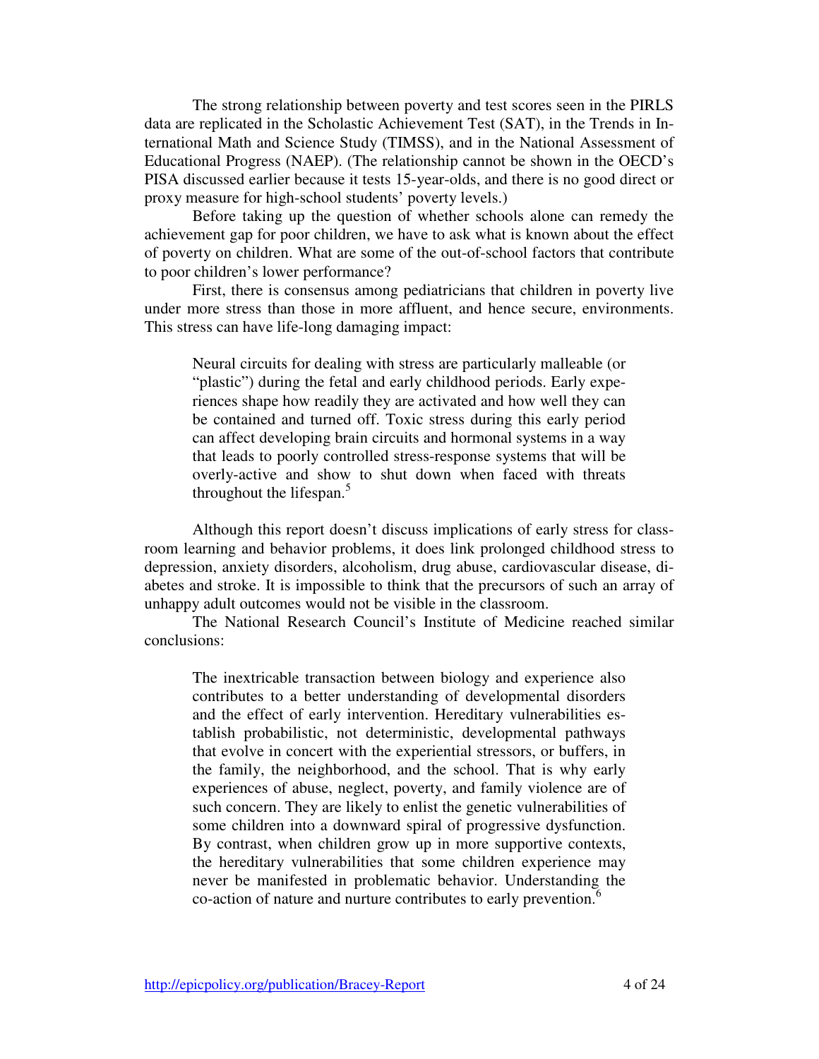The strong relationship between poverty and test scores seen in the PIRLS data are replicated in the Scholastic Achievement Test (SAT), in the Trends in International Math and Science Study (TIMSS), and in the National Assessment of Educational Progress (NAEP). (The relationship cannot be shown in the OECD's PISA discussed earlier because it tests 15-year-olds, and there is no good direct or proxy measure for high-school students' poverty levels.)

Before taking up the question of whether schools alone can remedy the achievement gap for poor children, we have to ask what is known about the effect of poverty on children. What are some of the out-of-school factors that contribute to poor children's lower performance?

First, there is consensus among pediatricians that children in poverty live under more stress than those in more affluent, and hence secure, environments. This stress can have life-long damaging impact:

> Neural circuits for dealing with stress are particularly malleable (or "plastic") during the fetal and early childhood periods. Early experiences shape how readily they are activated and how well they can be contained and turned off. Toxic stress during this early period can affect developing brain circuits and hormonal systems in a way that leads to poorly controlled stress-response systems that will be overly-active and show to shut down when faced with threats throughout the lifespan.[5]

Although this report doesn't discuss implications of early stress for classroom learning and behavior problems, it does link prolonged childhood stress to depression, anxiety disorders, alcoholism, drug abuse, cardiovascular disease, diabetes and stroke. It is impossible to think that the precursors of such an array of unhappy adult outcomes would not be visible in the classroom.

The National Research Council's Institute of Medicine reached similar conclusions:

> The inextricable transaction between biology and experience also contributes to a better understanding of developmental disorders and the effect of early intervention. Hereditary vulnerabilities establish probabilistic, not deterministic, developmental pathways that evolve in concert with the experiential stressors, or buffers, in the family, the neighborhood, and the school. That is why early experiences of abuse, neglect, poverty, and family violence are of such concern. They are likely to enlist the genetic vulnerabilities of some children into a downward spiral of progressive dysfunction. By contrast, when children grow up in more supportive contexts, the hereditary vulnerabilities that some children experience may never be manifested in problematic behavior. Understanding the co-action of nature and nurture contributes to early prevention.[6]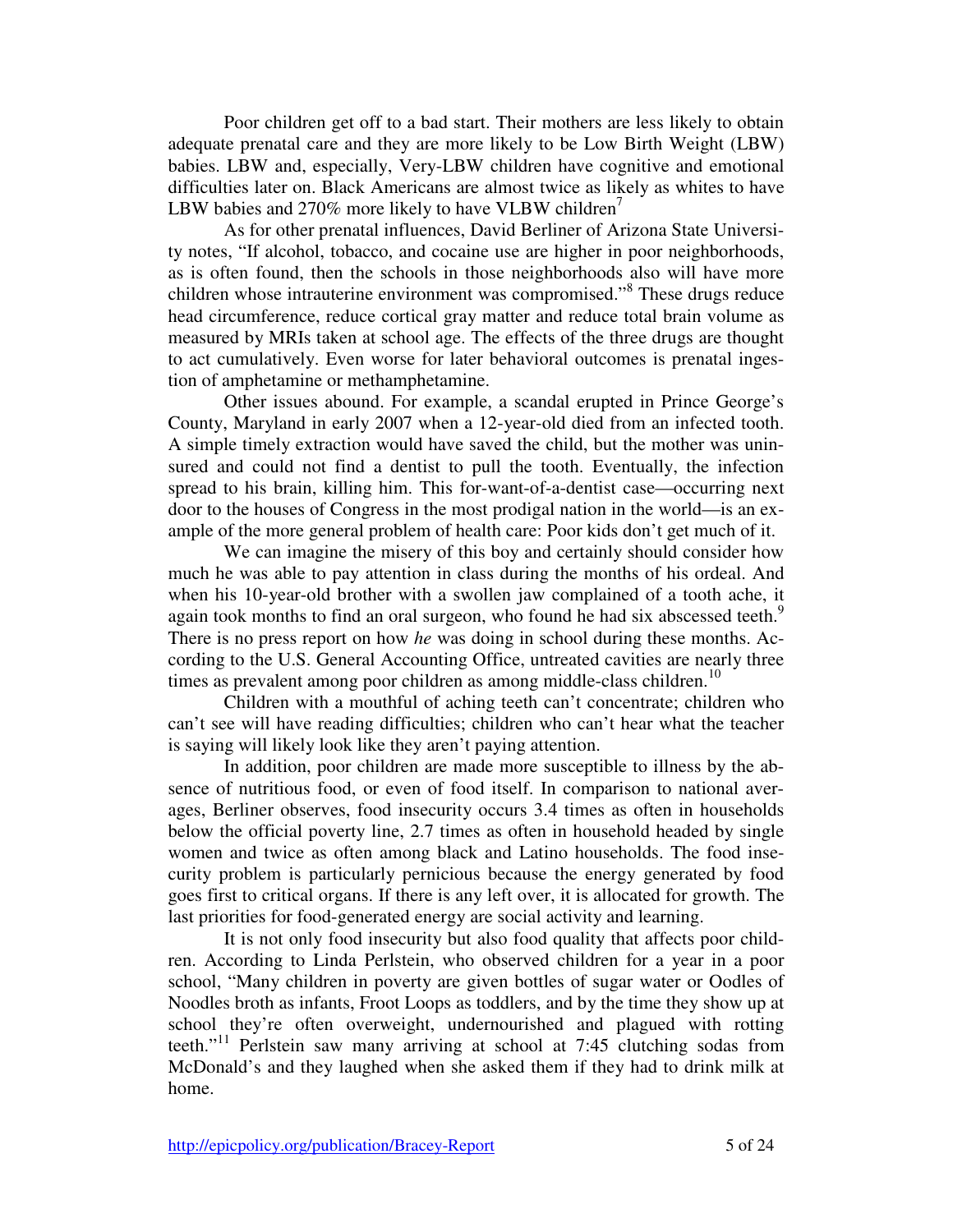Poor children get off to a bad start. Their mothers are less likely to obtain adequate prenatal care and they are more likely to be Low Birth Weight (LBW) babies. LBW and, especially, Very-LBW children have cognitive and emotional difficulties later on. Black Americans are almost twice as likely as whites to have LBW babies and 270% more likely to have VLBW children[7]

As for other prenatal influences, David Berliner of Arizona State University notes, "If alcohol, tobacco, and cocaine use are higher in poor neighborhoods, as is often found, then the schools in those neighborhoods also will have more children whose intrauterine environment was compromised."[8] These drugs reduce head circumference, reduce cortical gray matter and reduce total brain volume as measured by MRIs taken at school age. The effects of the three drugs are thought to act cumulatively. Even worse for later behavioral outcomes is prenatal ingestion of amphetamine or methamphetamine.

Other issues abound. For example, a scandal erupted in Prince George's County, Maryland in early 2007 when a 12-year-old died from an infected tooth. A simple timely extraction would have saved the child, but the mother was uninsured and could not find a dentist to pull the tooth. Eventually, the infection spread to his brain, killing him. This for-want-of-a-dentist case—occurring next door to the houses of Congress in the most prodigal nation in the world—is an example of the more general problem of health care: Poor kids don't get much of it.

We can imagine the misery of this boy and certainly should consider how much he was able to pay attention in class during the months of his ordeal. And when his 10-year-old brother with a swollen jaw complained of a tooth ache, it again took months to find an oral surgeon, who found he had six abscessed teeth.[9] There is no press report on how *he* was doing in school during these months. According to the U.S. General Accounting Office, untreated cavities are nearly three times as prevalent among poor children as among middle-class children.[10]

Children with a mouthful of aching teeth can't concentrate; children who can't see will have reading difficulties; children who can't hear what the teacher is saying will likely look like they aren't paying attention.

In addition, poor children are made more susceptible to illness by the absence of nutritious food, or even of food itself. In comparison to national averages, Berliner observes, food insecurity occurs 3.4 times as often in households below the official poverty line, 2.7 times as often in household headed by single women and twice as often among black and Latino households. The food insecurity problem is particularly pernicious because the energy generated by food goes first to critical organs. If there is any left over, it is allocated for growth. The last priorities for food-generated energy are social activity and learning.

It is not only food insecurity but also food quality that affects poor children. According to Linda Perlstein, who observed children for a year in a poor school, "Many children in poverty are given bottles of sugar water or Oodles of Noodles broth as infants, Froot Loops as toddlers, and by the time they show up at school they're often overweight, undernourished and plagued with rotting teeth."[11] Perlstein saw many arriving at school at 7:45 clutching sodas from McDonald's and they laughed when she asked them if they had to drink milk at home.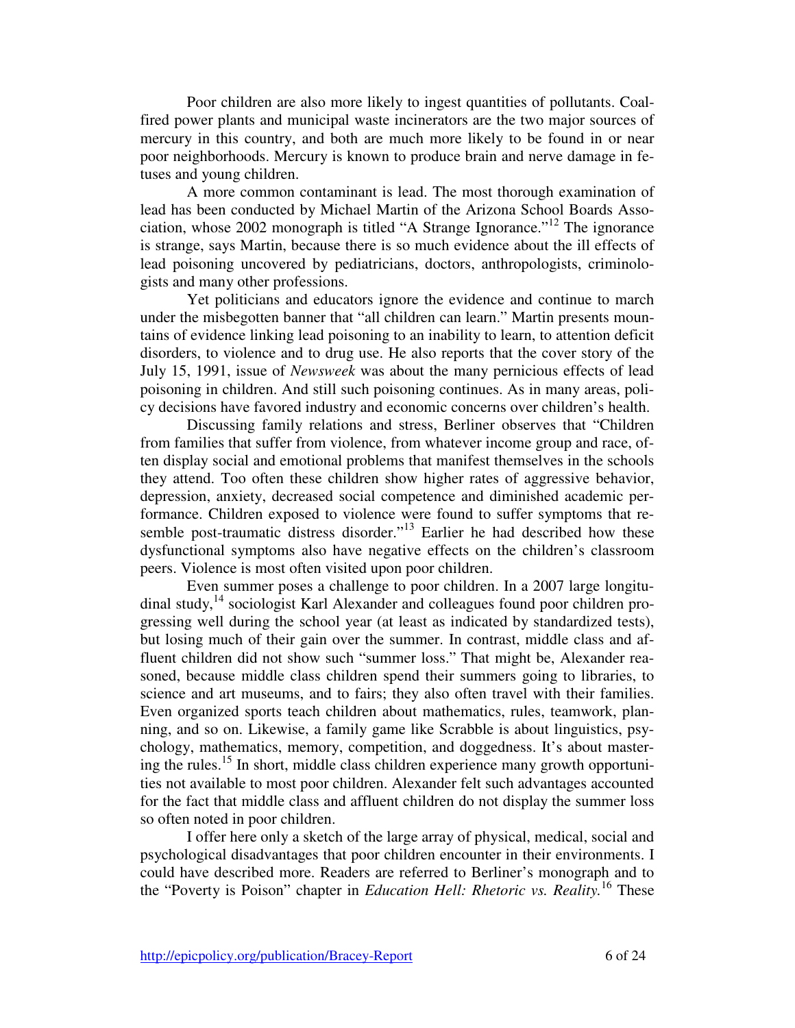Poor children are also more likely to ingest quantities of pollutants. Coal-fired power plants and municipal waste incinerators are the two major sources of mercury in this country, and both are much more likely to be found in or near poor neighborhoods. Mercury is known to produce brain and nerve damage in fetuses and young children.

A more common contaminant is lead. The most thorough examination of lead has been conducted by Michael Martin of the Arizona School Boards Association, whose 2002 monograph is titled "A Strange Ignorance."[12] The ignorance is strange, says Martin, because there is so much evidence about the ill effects of lead poisoning uncovered by pediatricians, doctors, anthropologists, criminologists and many other professions.

Yet politicians and educators ignore the evidence and continue to march under the misbegotten banner that "all children can learn." Martin presents mountains of evidence linking lead poisoning to an inability to learn, to attention deficit disorders, to violence and to drug use. He also reports that the cover story of the July 15, 1991, issue of *Newsweek* was about the many pernicious effects of lead poisoning in children. And still such poisoning continues. As in many areas, policy decisions have favored industry and economic concerns over children's health.

Discussing family relations and stress, Berliner observes that "Children from families that suffer from violence, from whatever income group and race, often display social and emotional problems that manifest themselves in the schools they attend. Too often these children show higher rates of aggressive behavior, depression, anxiety, decreased social competence and diminished academic performance. Children exposed to violence were found to suffer symptoms that resemble post-traumatic distress disorder."[13] Earlier he had described how these dysfunctional symptoms also have negative effects on the children's classroom peers. Violence is most often visited upon poor children.

Even summer poses a challenge to poor children. In a 2007 large longitudinal study,[14] sociologist Karl Alexander and colleagues found poor children progressing well during the school year (at least as indicated by standardized tests), but losing much of their gain over the summer. In contrast, middle class and affluent children did not show such "summer loss." That might be, Alexander reasoned, because middle class children spend their summers going to libraries, to science and art museums, and to fairs; they also often travel with their families. Even organized sports teach children about mathematics, rules, teamwork, planning, and so on. Likewise, a family game like Scrabble is about linguistics, psychology, mathematics, memory, competition, and doggedness. It's about mastering the rules.[15] In short, middle class children experience many growth opportunities not available to most poor children. Alexander felt such advantages accounted for the fact that middle class and affluent children do not display the summer loss so often noted in poor children.

I offer here only a sketch of the large array of physical, medical, social and psychological disadvantages that poor children encounter in their environments. I could have described more. Readers are referred to Berliner's monograph and to the "Poverty is Poison" chapter in *Education Hell: Rhetoric vs. Reality.*[16] These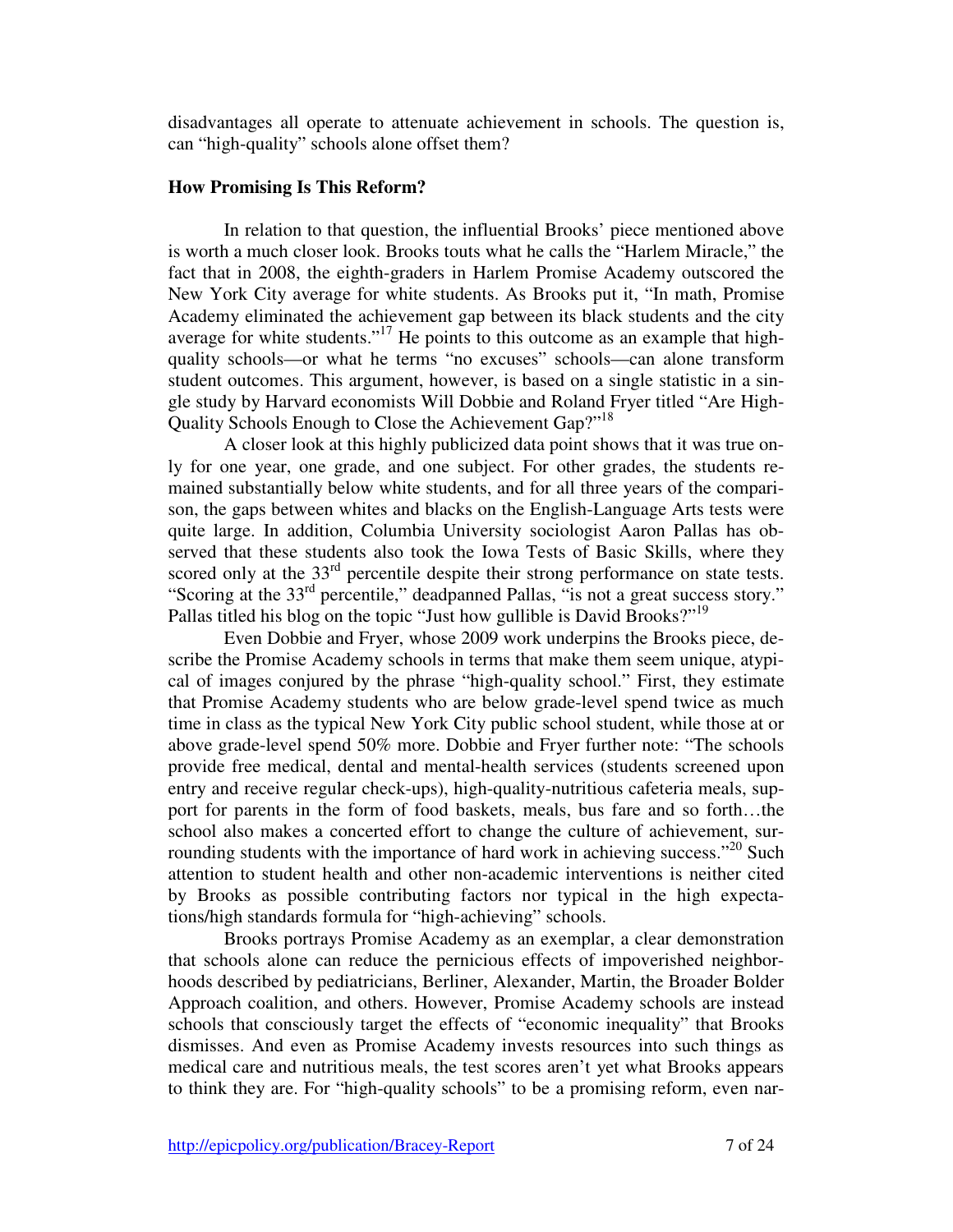disadvantages all operate to attenuate achievement in schools. The question is, can "high-quality" schools alone offset them?

**How Promising Is This Reform?**

In relation to that question, the influential Brooks' piece mentioned above is worth a much closer look. Brooks touts what he calls the "Harlem Miracle," the fact that in 2008, the eighth-graders in Harlem Promise Academy outscored the New York City average for white students. As Brooks put it, "In math, Promise Academy eliminated the achievement gap between its black students and the city average for white students."[17] He points to this outcome as an example that high-quality schools—or what he terms "no excuses" schools—can alone transform student outcomes. This argument, however, is based on a single statistic in a single study by Harvard economists Will Dobbie and Roland Fryer titled "Are High-Quality Schools Enough to Close the Achievement Gap?"[18]

A closer look at this highly publicized data point shows that it was true only for one year, one grade, and one subject. For other grades, the students remained substantially below white students, and for all three years of the comparison, the gaps between whites and blacks on the English-Language Arts tests were quite large. In addition, Columbia University sociologist Aaron Pallas has observed that these students also took the Iowa Tests of Basic Skills, where they scored only at the 33rd percentile despite their strong performance on state tests. "Scoring at the 33rd percentile," deadpanned Pallas, "is not a great success story." Pallas titled his blog on the topic "Just how gullible is David Brooks?"[19]

Even Dobbie and Fryer, whose 2009 work underpins the Brooks piece, describe the Promise Academy schools in terms that make them seem unique, atypical of images conjured by the phrase "high-quality school." First, they estimate that Promise Academy students who are below grade-level spend twice as much time in class as the typical New York City public school student, while those at or above grade-level spend 50% more. Dobbie and Fryer further note: "The schools provide free medical, dental and mental-health services (students screened upon entry and receive regular check-ups), high-quality-nutritious cafeteria meals, support for parents in the form of food baskets, meals, bus fare and so forth…the school also makes a concerted effort to change the culture of achievement, surrounding students with the importance of hard work in achieving success."[20] Such attention to student health and other non-academic interventions is neither cited by Brooks as possible contributing factors nor typical in the high expectations/high standards formula for "high-achieving" schools.

Brooks portrays Promise Academy as an exemplar, a clear demonstration that schools alone can reduce the pernicious effects of impoverished neighborhoods described by pediatricians, Berliner, Alexander, Martin, the Broader Bolder Approach coalition, and others. However, Promise Academy schools are instead schools that consciously target the effects of "economic inequality" that Brooks dismisses. And even as Promise Academy invests resources into such things as medical care and nutritious meals, the test scores aren't yet what Brooks appears to think they are. For "high-quality schools" to be a promising reform, even nar-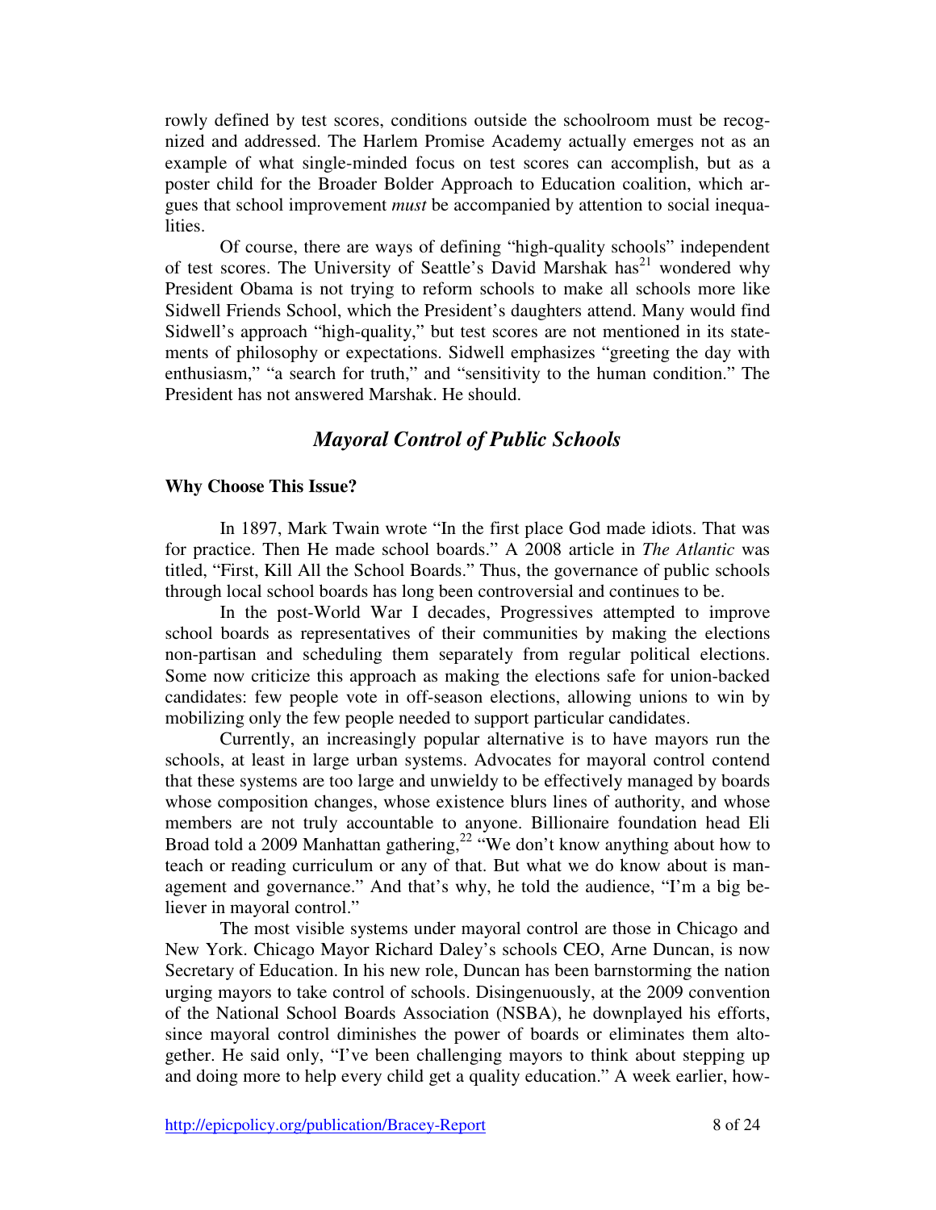rowly defined by test scores, conditions outside the schoolroom must be recognized and addressed. The Harlem Promise Academy actually emerges not as an example of what single-minded focus on test scores can accomplish, but as a poster child for the Broader Bolder Approach to Education coalition, which argues that school improvement *must* be accompanied by attention to social inequalities.

Of course, there are ways of defining "high-quality schools" independent of test scores. The University of Seattle's David Marshak has[21] wondered why President Obama is not trying to reform schools to make all schools more like Sidwell Friends School, which the President's daughters attend. Many would find Sidwell's approach "high-quality," but test scores are not mentioned in its statements of philosophy or expectations. Sidwell emphasizes "greeting the day with enthusiasm," "a search for truth," and "sensitivity to the human condition." The President has not answered Marshak. He should.

## *Mayoral Control of Public Schools*

**Why Choose This Issue?**

In 1897, Mark Twain wrote "In the first place God made idiots. That was for practice. Then He made school boards." A 2008 article in *The Atlantic* was titled, "First, Kill All the School Boards." Thus, the governance of public schools through local school boards has long been controversial and continues to be.

In the post-World War I decades, Progressives attempted to improve school boards as representatives of their communities by making the elections non-partisan and scheduling them separately from regular political elections. Some now criticize this approach as making the elections safe for union-backed candidates: few people vote in off-season elections, allowing unions to win by mobilizing only the few people needed to support particular candidates.

Currently, an increasingly popular alternative is to have mayors run the schools, at least in large urban systems. Advocates for mayoral control contend that these systems are too large and unwieldy to be effectively managed by boards whose composition changes, whose existence blurs lines of authority, and whose members are not truly accountable to anyone. Billionaire foundation head Eli Broad told a 2009 Manhattan gathering,[22] "We don't know anything about how to teach or reading curriculum or any of that. But what we do know about is management and governance." And that's why, he told the audience, "I'm a big believer in mayoral control."

The most visible systems under mayoral control are those in Chicago and New York. Chicago Mayor Richard Daley's schools CEO, Arne Duncan, is now Secretary of Education. In his new role, Duncan has been barnstorming the nation urging mayors to take control of schools. Disingenuously, at the 2009 convention of the National School Boards Association (NSBA), he downplayed his efforts, since mayoral control diminishes the power of boards or eliminates them altogether. He said only, "I've been challenging mayors to think about stepping up and doing more to help every child get a quality education." A week earlier, how-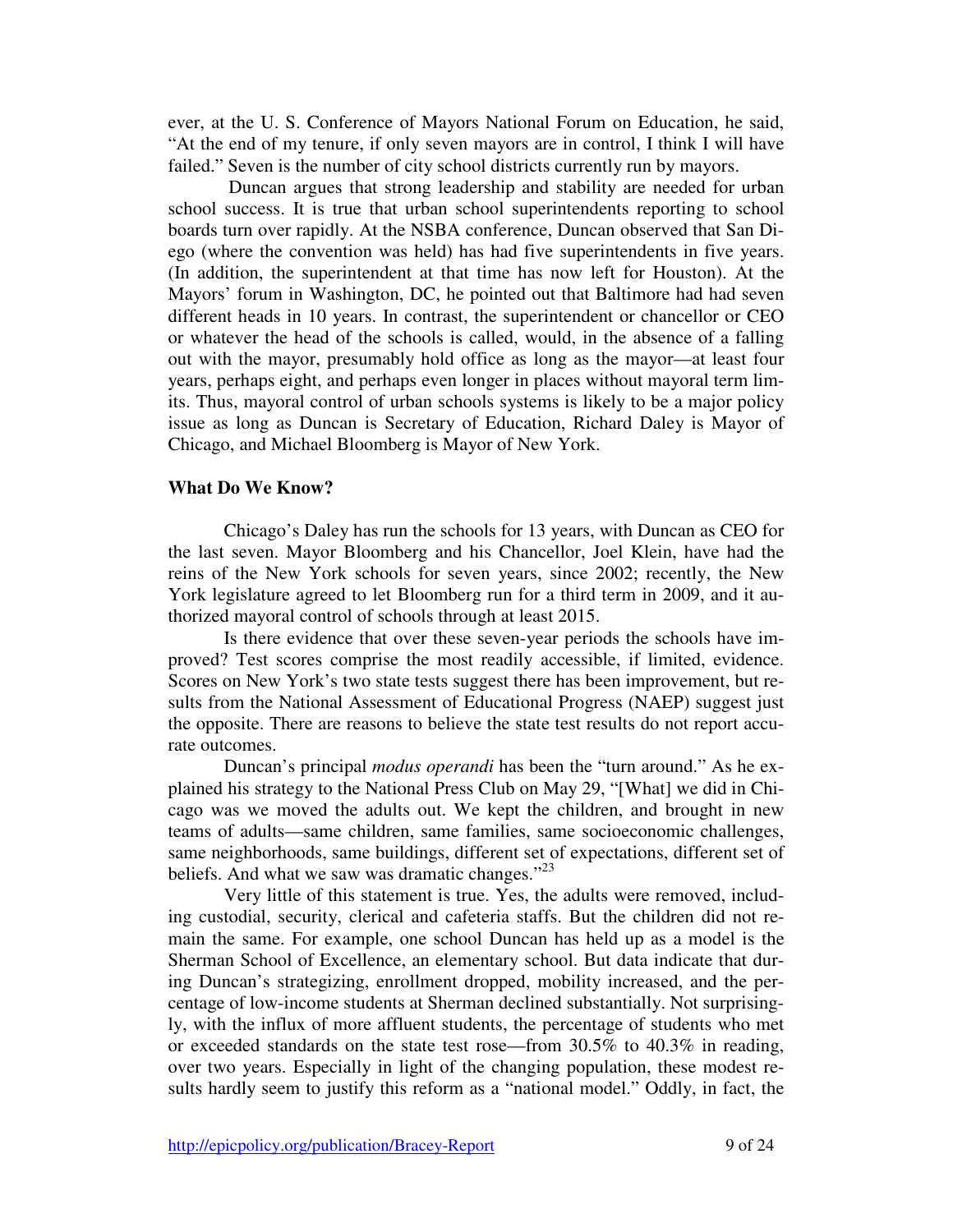ever, at the U. S. Conference of Mayors National Forum on Education, he said, "At the end of my tenure, if only seven mayors are in control, I think I will have failed." Seven is the number of city school districts currently run by mayors.

Duncan argues that strong leadership and stability are needed for urban school success. It is true that urban school superintendents reporting to school boards turn over rapidly. At the NSBA conference, Duncan observed that San Diego (where the convention was held) has had five superintendents in five years. (In addition, the superintendent at that time has now left for Houston). At the Mayors' forum in Washington, DC, he pointed out that Baltimore had had seven different heads in 10 years. In contrast, the superintendent or chancellor or CEO or whatever the head of the schools is called, would, in the absence of a falling out with the mayor, presumably hold office as long as the mayor—at least four years, perhaps eight, and perhaps even longer in places without mayoral term limits. Thus, mayoral control of urban schools systems is likely to be a major policy issue as long as Duncan is Secretary of Education, Richard Daley is Mayor of Chicago, and Michael Bloomberg is Mayor of New York.

**What Do We Know?**

Chicago's Daley has run the schools for 13 years, with Duncan as CEO for the last seven. Mayor Bloomberg and his Chancellor, Joel Klein, have had the reins of the New York schools for seven years, since 2002; recently, the New York legislature agreed to let Bloomberg run for a third term in 2009, and it authorized mayoral control of schools through at least 2015.

Is there evidence that over these seven-year periods the schools have improved? Test scores comprise the most readily accessible, if limited, evidence. Scores on New York's two state tests suggest there has been improvement, but results from the National Assessment of Educational Progress (NAEP) suggest just the opposite. There are reasons to believe the state test results do not report accurate outcomes.

Duncan's principal *modus operandi* has been the "turn around." As he explained his strategy to the National Press Club on May 29, "[What] we did in Chicago was we moved the adults out. We kept the children, and brought in new teams of adults—same children, same families, same socioeconomic challenges, same neighborhoods, same buildings, different set of expectations, different set of beliefs. And what we saw was dramatic changes."[23]

Very little of this statement is true. Yes, the adults were removed, including custodial, security, clerical and cafeteria staffs. But the children did not remain the same. For example, one school Duncan has held up as a model is the Sherman School of Excellence, an elementary school. But data indicate that during Duncan's strategizing, enrollment dropped, mobility increased, and the percentage of low-income students at Sherman declined substantially. Not surprisingly, with the influx of more affluent students, the percentage of students who met or exceeded standards on the state test rose—from 30.5% to 40.3% in reading, over two years. Especially in light of the changing population, these modest results hardly seem to justify this reform as a "national model." Oddly, in fact, the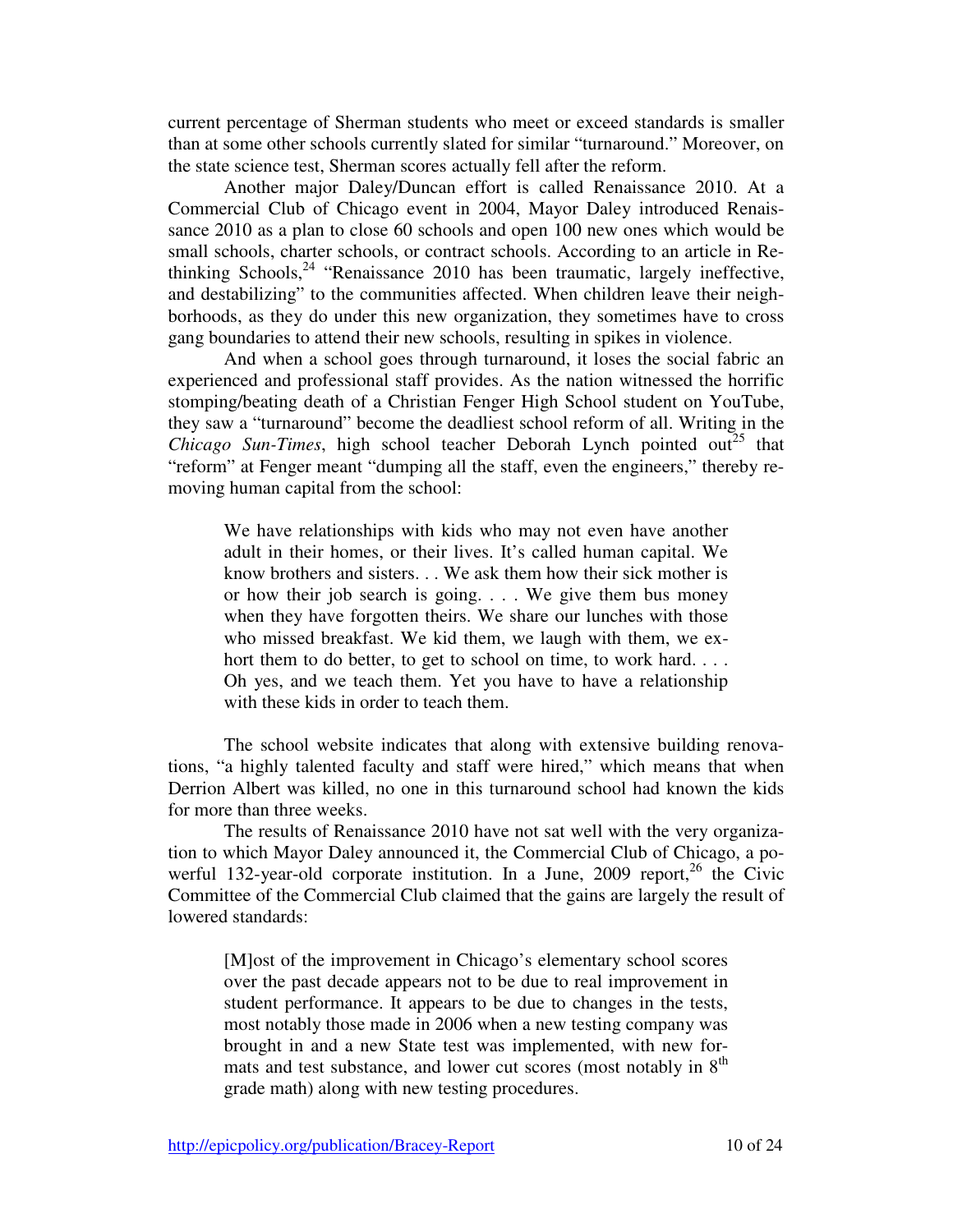current percentage of Sherman students who meet or exceed standards is smaller than at some other schools currently slated for similar "turnaround." Moreover, on the state science test, Sherman scores actually fell after the reform.

Another major Daley/Duncan effort is called Renaissance 2010. At a Commercial Club of Chicago event in 2004, Mayor Daley introduced Renaissance 2010 as a plan to close 60 schools and open 100 new ones which would be small schools, charter schools, or contract schools. According to an article in Rethinking Schools,[24] "Renaissance 2010 has been traumatic, largely ineffective, and destabilizing" to the communities affected. When children leave their neighborhoods, as they do under this new organization, they sometimes have to cross gang boundaries to attend their new schools, resulting in spikes in violence.

And when a school goes through turnaround, it loses the social fabric an experienced and professional staff provides. As the nation witnessed the horrific stomping/beating death of a Christian Fenger High School student on YouTube, they saw a "turnaround" become the deadliest school reform of all. Writing in the *Chicago Sun-Times*, high school teacher Deborah Lynch pointed out[25] that "reform" at Fenger meant "dumping all the staff, even the engineers," thereby removing human capital from the school:

> We have relationships with kids who may not even have another adult in their homes, or their lives. It's called human capital. We know brothers and sisters. . . We ask them how their sick mother is or how their job search is going. . . . We give them bus money when they have forgotten theirs. We share our lunches with those who missed breakfast. We kid them, we laugh with them, we exhort them to do better, to get to school on time, to work hard. . . . Oh yes, and we teach them. Yet you have to have a relationship with these kids in order to teach them.

The school website indicates that along with extensive building renovations, "a highly talented faculty and staff were hired," which means that when Derrion Albert was killed, no one in this turnaround school had known the kids for more than three weeks.

The results of Renaissance 2010 have not sat well with the very organization to which Mayor Daley announced it, the Commercial Club of Chicago, a powerful 132-year-old corporate institution. In a June, 2009 report,[26] the Civic Committee of the Commercial Club claimed that the gains are largely the result of lowered standards:

> [M]ost of the improvement in Chicago's elementary school scores over the past decade appears not to be due to real improvement in student performance. It appears to be due to changes in the tests, most notably those made in 2006 when a new testing company was brought in and a new State test was implemented, with new formats and test substance, and lower cut scores (most notably in 8th grade math) along with new testing procedures.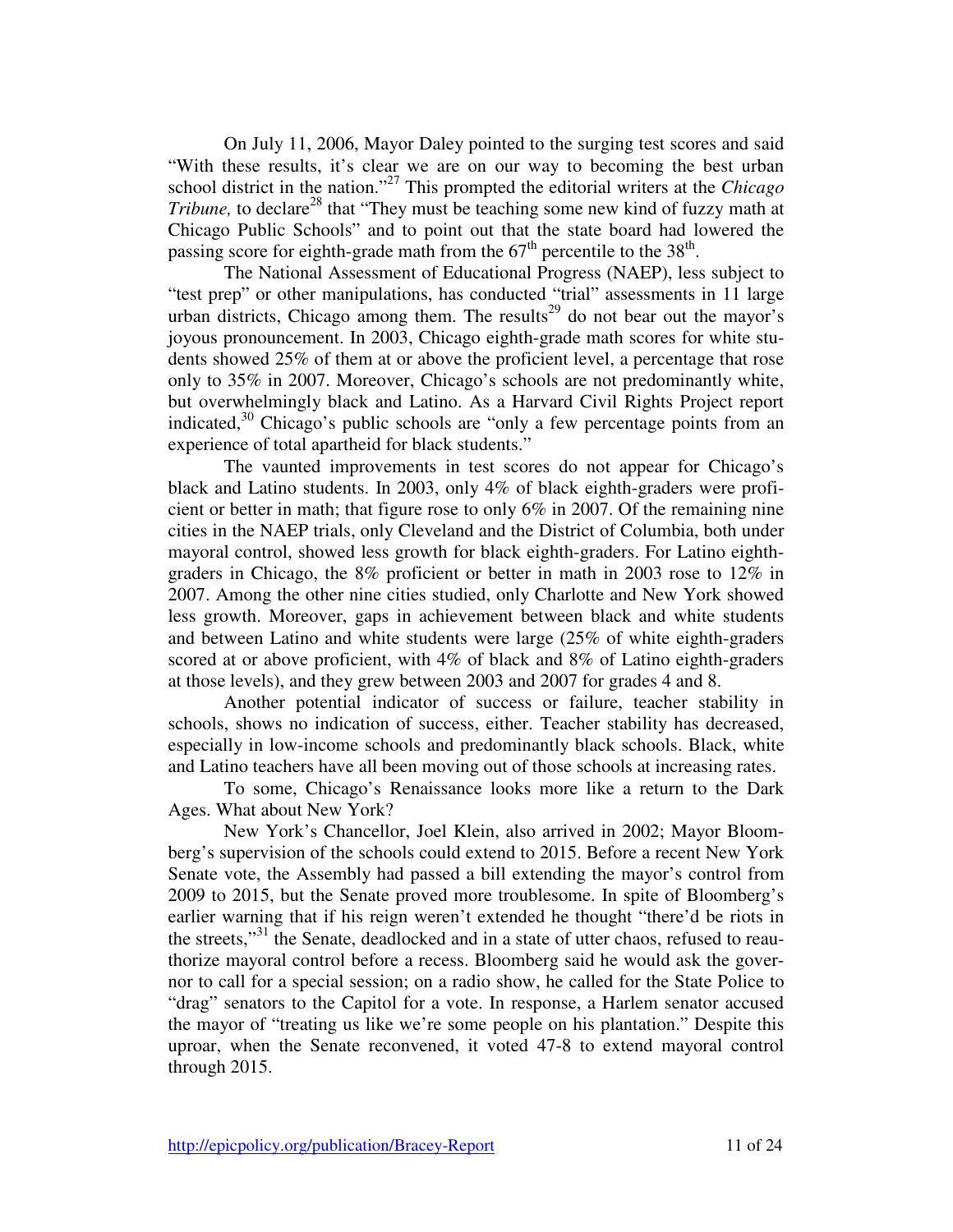On July 11, 2006, Mayor Daley pointed to the surging test scores and said "With these results, it's clear we are on our way to becoming the best urban school district in the nation."[27] This prompted the editorial writers at the *Chicago Tribune,* to declare[28] that "They must be teaching some new kind of fuzzy math at Chicago Public Schools" and to point out that the state board had lowered the passing score for eighth-grade math from the 67th percentile to the 38th.

The National Assessment of Educational Progress (NAEP), less subject to "test prep" or other manipulations, has conducted "trial" assessments in 11 large urban districts, Chicago among them. The results[29] do not bear out the mayor's joyous pronouncement. In 2003, Chicago eighth-grade math scores for white students showed 25% of them at or above the proficient level, a percentage that rose only to 35% in 2007. Moreover, Chicago's schools are not predominantly white, but overwhelmingly black and Latino. As a Harvard Civil Rights Project report indicated,[30] Chicago's public schools are "only a few percentage points from an experience of total apartheid for black students."

The vaunted improvements in test scores do not appear for Chicago's black and Latino students. In 2003, only 4% of black eighth-graders were proficient or better in math; that figure rose to only 6% in 2007. Of the remaining nine cities in the NAEP trials, only Cleveland and the District of Columbia, both under mayoral control, showed less growth for black eighth-graders. For Latino eighth-graders in Chicago, the 8% proficient or better in math in 2003 rose to 12% in 2007. Among the other nine cities studied, only Charlotte and New York showed less growth. Moreover, gaps in achievement between black and white students and between Latino and white students were large (25% of white eighth-graders scored at or above proficient, with 4% of black and 8% of Latino eighth-graders at those levels), and they grew between 2003 and 2007 for grades 4 and 8.

Another potential indicator of success or failure, teacher stability in schools, shows no indication of success, either. Teacher stability has decreased, especially in low-income schools and predominantly black schools. Black, white and Latino teachers have all been moving out of those schools at increasing rates.

To some, Chicago's Renaissance looks more like a return to the Dark Ages. What about New York?

New York's Chancellor, Joel Klein, also arrived in 2002; Mayor Bloomberg's supervision of the schools could extend to 2015. Before a recent New York Senate vote, the Assembly had passed a bill extending the mayor's control from 2009 to 2015, but the Senate proved more troublesome. In spite of Bloomberg's earlier warning that if his reign weren't extended he thought "there'd be riots in the streets,"[31] the Senate, deadlocked and in a state of utter chaos, refused to reauthorize mayoral control before a recess. Bloomberg said he would ask the governor to call for a special session; on a radio show, he called for the State Police to "drag" senators to the Capitol for a vote. In response, a Harlem senator accused the mayor of "treating us like we're some people on his plantation." Despite this uproar, when the Senate reconvened, it voted 47-8 to extend mayoral control through 2015.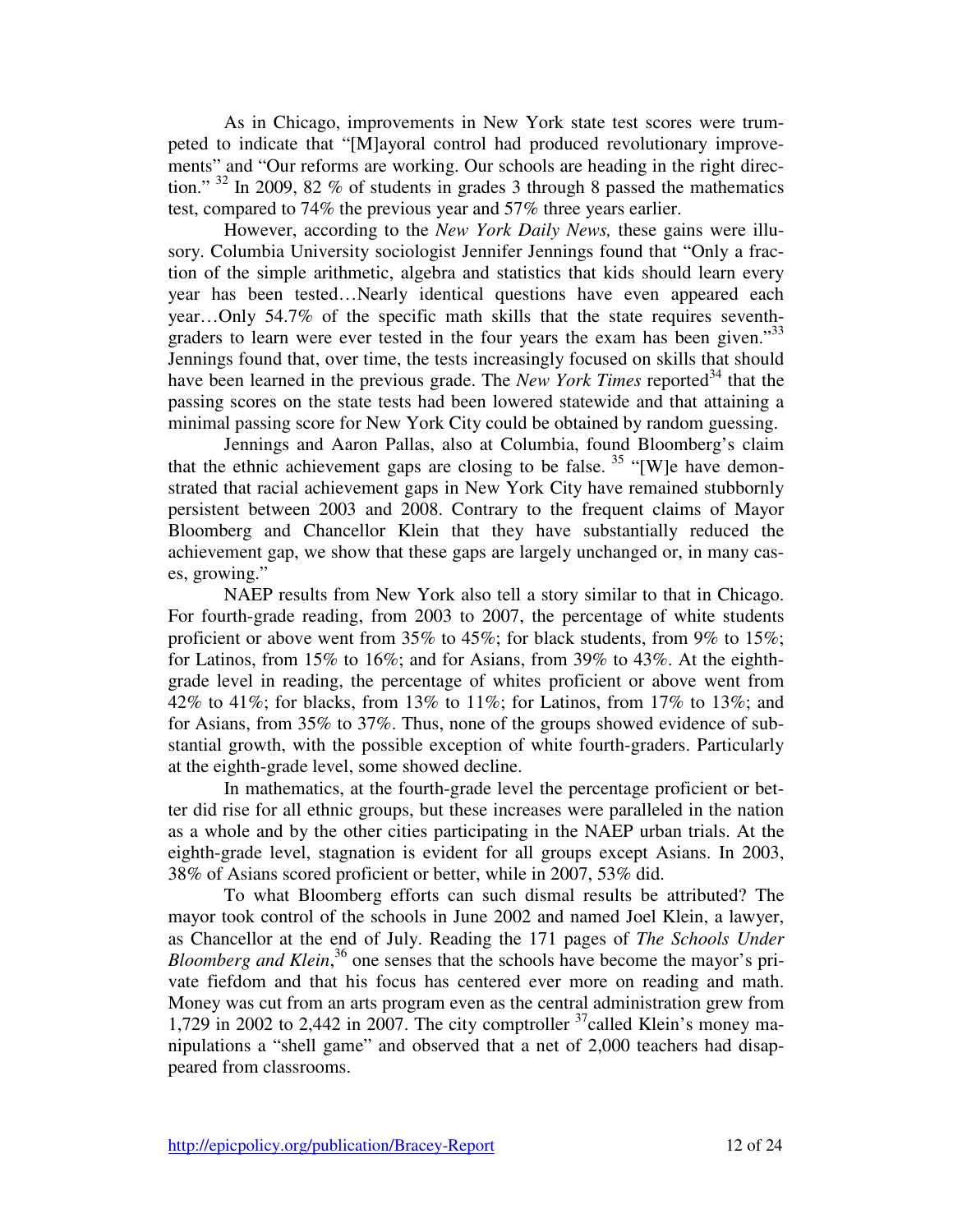As in Chicago, improvements in New York state test scores were trumpeted to indicate that "[M]ayoral control had produced revolutionary improvements" and "Our reforms are working. Our schools are heading in the right direction." [32] In 2009, 82 % of students in grades 3 through 8 passed the mathematics test, compared to 74% the previous year and 57% three years earlier.

However, according to the *New York Daily News,* these gains were illusory. Columbia University sociologist Jennifer Jennings found that "Only a fraction of the simple arithmetic, algebra and statistics that kids should learn every year has been tested…Nearly identical questions have even appeared each year…Only 54.7% of the specific math skills that the state requires seventh-graders to learn were ever tested in the four years the exam has been given."[33] Jennings found that, over time, the tests increasingly focused on skills that should have been learned in the previous grade. The *New York Times* reported[34] that the passing scores on the state tests had been lowered statewide and that attaining a minimal passing score for New York City could be obtained by random guessing.

Jennings and Aaron Pallas, also at Columbia, found Bloomberg's claim that the ethnic achievement gaps are closing to be false. [35] "[W]e have demonstrated that racial achievement gaps in New York City have remained stubbornly persistent between 2003 and 2008. Contrary to the frequent claims of Mayor Bloomberg and Chancellor Klein that they have substantially reduced the achievement gap, we show that these gaps are largely unchanged or, in many cases, growing."

NAEP results from New York also tell a story similar to that in Chicago. For fourth-grade reading, from 2003 to 2007, the percentage of white students proficient or above went from 35% to 45%; for black students, from 9% to 15%; for Latinos, from 15% to 16%; and for Asians, from 39% to 43%. At the eighth-grade level in reading, the percentage of whites proficient or above went from 42% to 41%; for blacks, from 13% to 11%; for Latinos, from 17% to 13%; and for Asians, from 35% to 37%. Thus, none of the groups showed evidence of substantial growth, with the possible exception of white fourth-graders. Particularly at the eighth-grade level, some showed decline.

In mathematics, at the fourth-grade level the percentage proficient or better did rise for all ethnic groups, but these increases were paralleled in the nation as a whole and by the other cities participating in the NAEP urban trials. At the eighth-grade level, stagnation is evident for all groups except Asians. In 2003, 38% of Asians scored proficient or better, while in 2007, 53% did.

To what Bloomberg efforts can such dismal results be attributed? The mayor took control of the schools in June 2002 and named Joel Klein, a lawyer, as Chancellor at the end of July. Reading the 171 pages of *The Schools Under Bloomberg and Klein*,[36] one senses that the schools have become the mayor's private fiefdom and that his focus has centered ever more on reading and math. Money was cut from an arts program even as the central administration grew from 1,729 in 2002 to 2,442 in 2007. The city comptroller [37]called Klein's money manipulations a "shell game" and observed that a net of 2,000 teachers had disappeared from classrooms.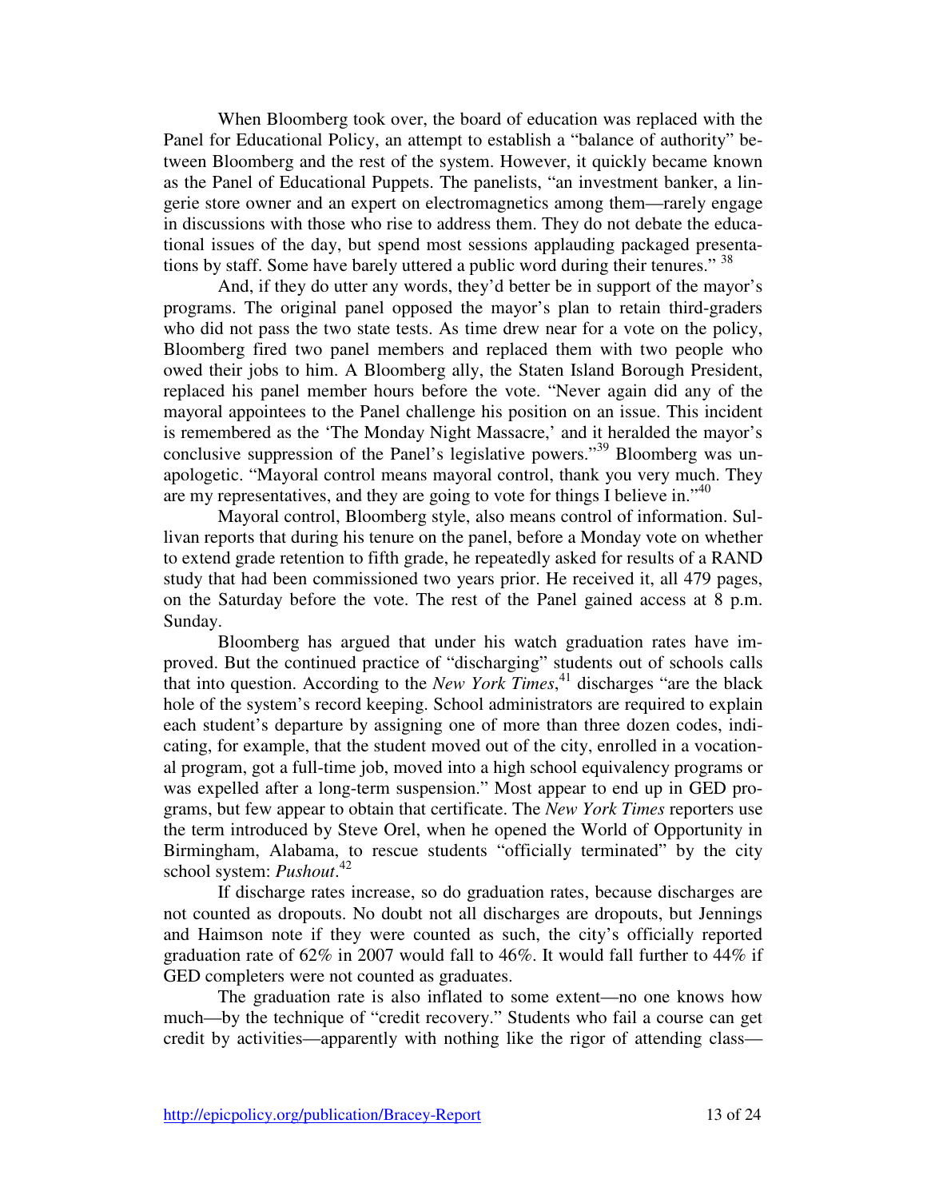When Bloomberg took over, the board of education was replaced with the Panel for Educational Policy, an attempt to establish a "balance of authority" between Bloomberg and the rest of the system. However, it quickly became known as the Panel of Educational Puppets. The panelists, "an investment banker, a lingerie store owner and an expert on electromagnetics among them—rarely engage in discussions with those who rise to address them. They do not debate the educational issues of the day, but spend most sessions applauding packaged presentations by staff. Some have barely uttered a public word during their tenures." [38]

And, if they do utter any words, they'd better be in support of the mayor's programs. The original panel opposed the mayor's plan to retain third-graders who did not pass the two state tests. As time drew near for a vote on the policy, Bloomberg fired two panel members and replaced them with two people who owed their jobs to him. A Bloomberg ally, the Staten Island Borough President, replaced his panel member hours before the vote. "Never again did any of the mayoral appointees to the Panel challenge his position on an issue. This incident is remembered as the 'The Monday Night Massacre,' and it heralded the mayor's conclusive suppression of the Panel's legislative powers."[39] Bloomberg was unapologetic. "Mayoral control means mayoral control, thank you very much. They are my representatives, and they are going to vote for things I believe in."[40]

Mayoral control, Bloomberg style, also means control of information. Sullivan reports that during his tenure on the panel, before a Monday vote on whether to extend grade retention to fifth grade, he repeatedly asked for results of a RAND study that had been commissioned two years prior. He received it, all 479 pages, on the Saturday before the vote. The rest of the Panel gained access at 8 p.m. Sunday.

Bloomberg has argued that under his watch graduation rates have improved. But the continued practice of "discharging" students out of schools calls that into question. According to the *New York Times*,[41] discharges "are the black hole of the system's record keeping. School administrators are required to explain each student's departure by assigning one of more than three dozen codes, indicating, for example, that the student moved out of the city, enrolled in a vocational program, got a full-time job, moved into a high school equivalency programs or was expelled after a long-term suspension." Most appear to end up in GED programs, but few appear to obtain that certificate. The *New York Times* reporters use the term introduced by Steve Orel, when he opened the World of Opportunity in Birmingham, Alabama, to rescue students "officially terminated" by the city school system: *Pushout*.[42]

If discharge rates increase, so do graduation rates, because discharges are not counted as dropouts. No doubt not all discharges are dropouts, but Jennings and Haimson note if they were counted as such, the city's officially reported graduation rate of 62% in 2007 would fall to 46%. It would fall further to 44% if GED completers were not counted as graduates.

The graduation rate is also inflated to some extent—no one knows how much—by the technique of "credit recovery." Students who fail a course can get credit by activities—apparently with nothing like the rigor of attending class—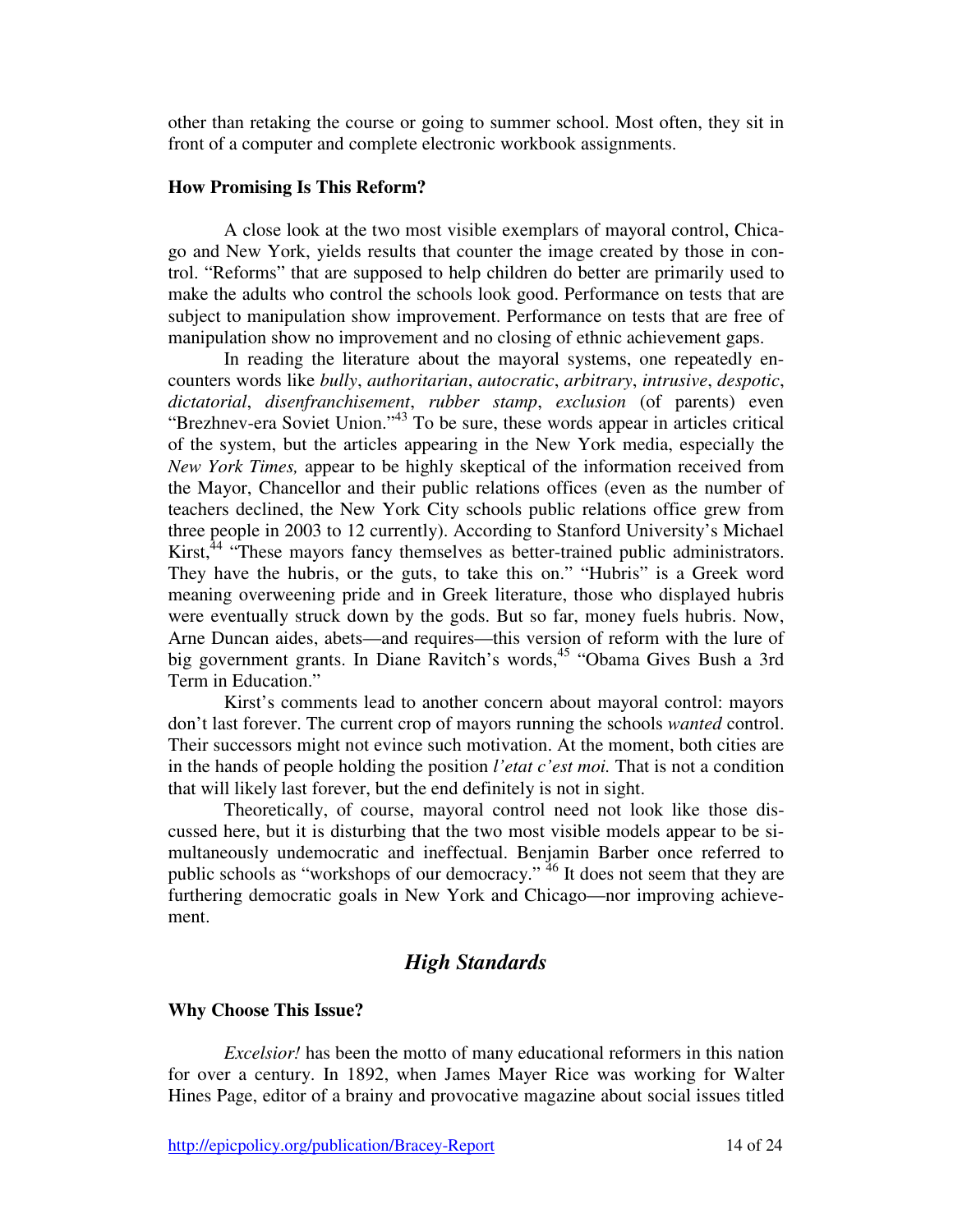other than retaking the course or going to summer school. Most often, they sit in front of a computer and complete electronic workbook assignments.

**How Promising Is This Reform?**

A close look at the two most visible exemplars of mayoral control, Chicago and New York, yields results that counter the image created by those in control. "Reforms" that are supposed to help children do better are primarily used to make the adults who control the schools look good. Performance on tests that are subject to manipulation show improvement. Performance on tests that are free of manipulation show no improvement and no closing of ethnic achievement gaps.

In reading the literature about the mayoral systems, one repeatedly encounters words like *bully*, *authoritarian*, *autocratic*, *arbitrary*, *intrusive*, *despotic*, *dictatorial*, *disenfranchisement*, *rubber stamp*, *exclusion* (of parents) even "Brezhnev-era Soviet Union."[43] To be sure, these words appear in articles critical of the system, but the articles appearing in the New York media, especially the *New York Times,* appear to be highly skeptical of the information received from the Mayor, Chancellor and their public relations offices (even as the number of teachers declined, the New York City schools public relations office grew from three people in 2003 to 12 currently). According to Stanford University's Michael Kirst,[44] "These mayors fancy themselves as better-trained public administrators. They have the hubris, or the guts, to take this on." "Hubris" is a Greek word meaning overweening pride and in Greek literature, those who displayed hubris were eventually struck down by the gods. But so far, money fuels hubris. Now, Arne Duncan aides, abets—and requires—this version of reform with the lure of big government grants. In Diane Ravitch's words,[45] "Obama Gives Bush a 3rd Term in Education."

Kirst's comments lead to another concern about mayoral control: mayors don't last forever. The current crop of mayors running the schools *wanted* control. Their successors might not evince such motivation. At the moment, both cities are in the hands of people holding the position *l'etat c'est moi.* That is not a condition that will likely last forever, but the end definitely is not in sight.

Theoretically, of course, mayoral control need not look like those discussed here, but it is disturbing that the two most visible models appear to be simultaneously undemocratic and ineffectual. Benjamin Barber once referred to public schools as "workshops of our democracy."[46] It does not seem that they are furthering democratic goals in New York and Chicago—nor improving achievement.

## *High Standards*

**Why Choose This Issue?**

*Excelsior!* has been the motto of many educational reformers in this nation for over a century. In 1892, when James Mayer Rice was working for Walter Hines Page, editor of a brainy and provocative magazine about social issues titled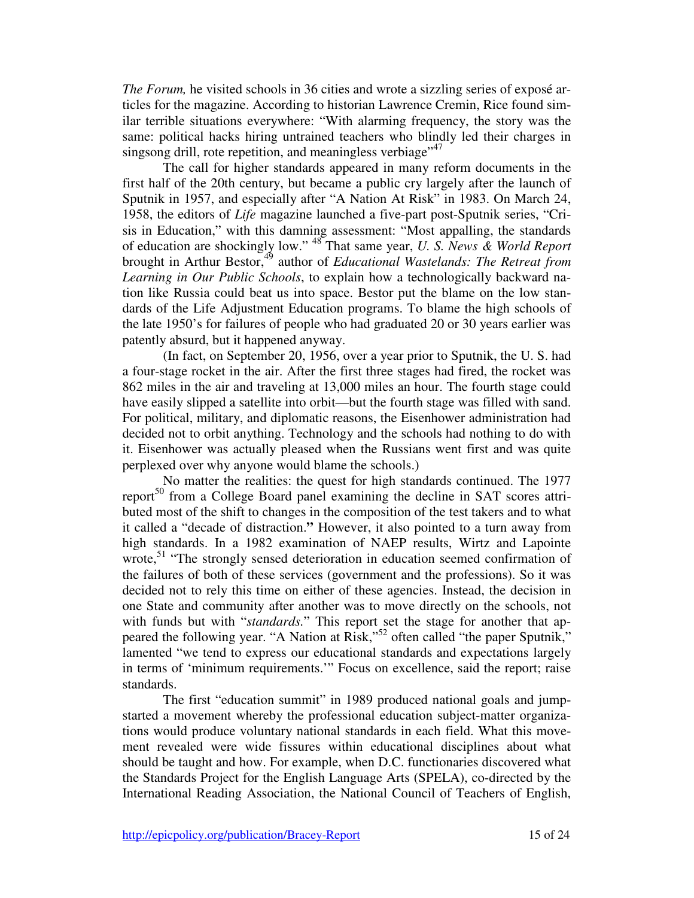*The Forum,* he visited schools in 36 cities and wrote a sizzling series of exposé articles for the magazine. According to historian Lawrence Cremin, Rice found similar terrible situations everywhere: "With alarming frequency, the story was the same: political hacks hiring untrained teachers who blindly led their charges in singsong drill, rote repetition, and meaningless verbiage"[47]

The call for higher standards appeared in many reform documents in the first half of the 20th century, but became a public cry largely after the launch of Sputnik in 1957, and especially after "A Nation At Risk" in 1983. On March 24, 1958, the editors of *Life* magazine launched a five-part post-Sputnik series, "Crisis in Education," with this damning assessment: "Most appalling, the standards of education are shockingly low." [48] That same year, *U. S. News & World Report* brought in Arthur Bestor,[49] author of *Educational Wastelands: The Retreat from Learning in Our Public Schools*, to explain how a technologically backward nation like Russia could beat us into space. Bestor put the blame on the low standards of the Life Adjustment Education programs. To blame the high schools of the late 1950's for failures of people who had graduated 20 or 30 years earlier was patently absurd, but it happened anyway.

(In fact, on September 20, 1956, over a year prior to Sputnik, the U. S. had a four-stage rocket in the air. After the first three stages had fired, the rocket was 862 miles in the air and traveling at 13,000 miles an hour. The fourth stage could have easily slipped a satellite into orbit—but the fourth stage was filled with sand. For political, military, and diplomatic reasons, the Eisenhower administration had decided not to orbit anything. Technology and the schools had nothing to do with it. Eisenhower was actually pleased when the Russians went first and was quite perplexed over why anyone would blame the schools.)

No matter the realities: the quest for high standards continued. The 1977 report[50] from a College Board panel examining the decline in SAT scores attributed most of the shift to changes in the composition of the test takers and to what it called a "decade of distraction.**"** However, it also pointed to a turn away from high standards. In a 1982 examination of NAEP results, Wirtz and Lapointe wrote,[51] "The strongly sensed deterioration in education seemed confirmation of the failures of both of these services (government and the professions). So it was decided not to rely this time on either of these agencies. Instead, the decision in one State and community after another was to move directly on the schools, not with funds but with "*standards.*" This report set the stage for another that appeared the following year. "A Nation at Risk,"[52] often called "the paper Sputnik," lamented "we tend to express our educational standards and expectations largely in terms of 'minimum requirements.'" Focus on excellence, said the report; raise standards.

The first "education summit" in 1989 produced national goals and jumpstarted a movement whereby the professional education subject-matter organizations would produce voluntary national standards in each field. What this movement revealed were wide fissures within educational disciplines about what should be taught and how. For example, when D.C. functionaries discovered what the Standards Project for the English Language Arts (SPELA), co-directed by the International Reading Association, the National Council of Teachers of English,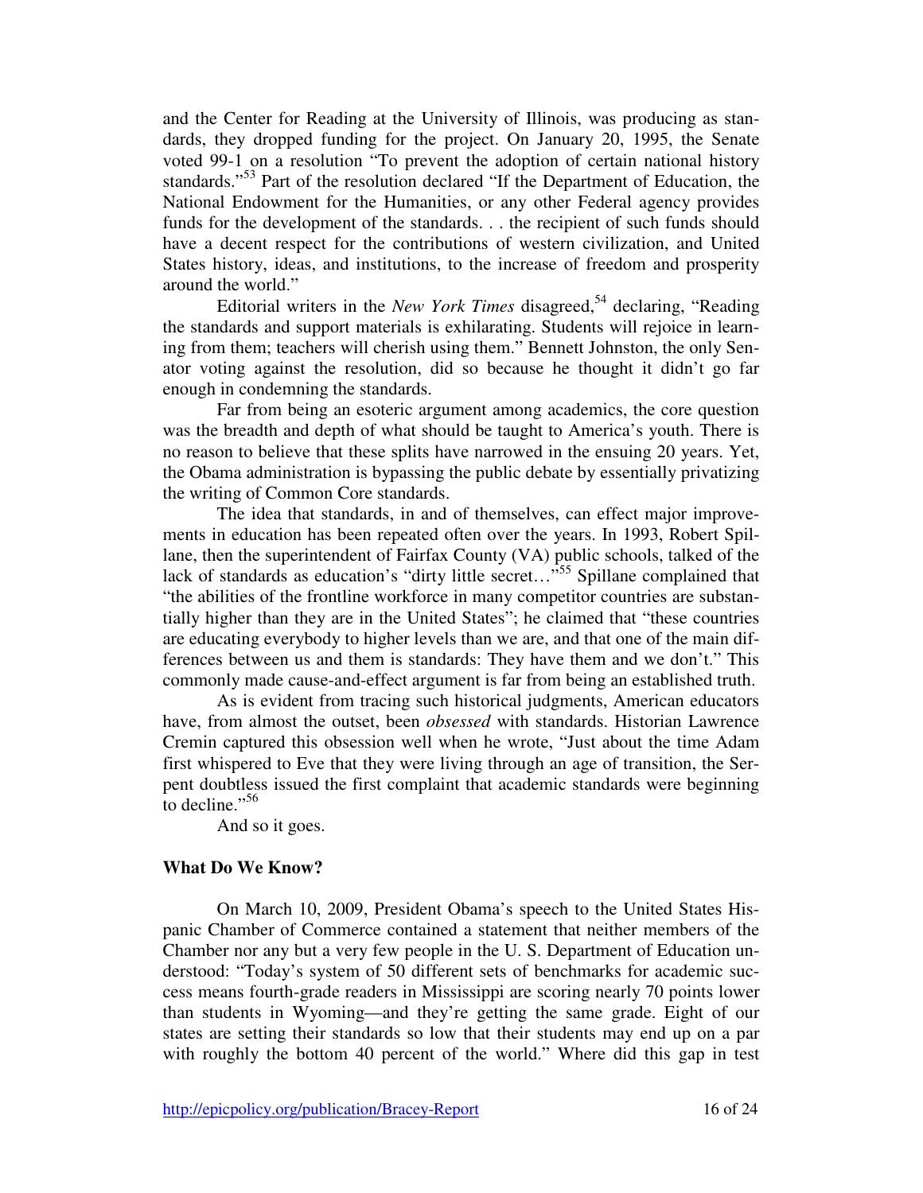and the Center for Reading at the University of Illinois, was producing as standards, they dropped funding for the project. On January 20, 1995, the Senate voted 99-1 on a resolution "To prevent the adoption of certain national history standards."[53] Part of the resolution declared "If the Department of Education, the National Endowment for the Humanities, or any other Federal agency provides funds for the development of the standards. . . the recipient of such funds should have a decent respect for the contributions of western civilization, and United States history, ideas, and institutions, to the increase of freedom and prosperity around the world."

Editorial writers in the *New York Times* disagreed,[54] declaring, "Reading the standards and support materials is exhilarating. Students will rejoice in learning from them; teachers will cherish using them." Bennett Johnston, the only Senator voting against the resolution, did so because he thought it didn't go far enough in condemning the standards.

Far from being an esoteric argument among academics, the core question was the breadth and depth of what should be taught to America's youth. There is no reason to believe that these splits have narrowed in the ensuing 20 years. Yet, the Obama administration is bypassing the public debate by essentially privatizing the writing of Common Core standards.

The idea that standards, in and of themselves, can effect major improvements in education has been repeated often over the years. In 1993, Robert Spillane, then the superintendent of Fairfax County (VA) public schools, talked of the lack of standards as education's "dirty little secret…"[55] Spillane complained that "the abilities of the frontline workforce in many competitor countries are substantially higher than they are in the United States"; he claimed that "these countries are educating everybody to higher levels than we are, and that one of the main differences between us and them is standards: They have them and we don't." This commonly made cause-and-effect argument is far from being an established truth.

As is evident from tracing such historical judgments, American educators have, from almost the outset, been *obsessed* with standards. Historian Lawrence Cremin captured this obsession well when he wrote, "Just about the time Adam first whispered to Eve that they were living through an age of transition, the Serpent doubtless issued the first complaint that academic standards were beginning to decline."[56]

And so it goes.

## What Do We Know?

On March 10, 2009, President Obama's speech to the United States Hispanic Chamber of Commerce contained a statement that neither members of the Chamber nor any but a very few people in the U. S. Department of Education understood: "Today's system of 50 different sets of benchmarks for academic success means fourth-grade readers in Mississippi are scoring nearly 70 points lower than students in Wyoming—and they're getting the same grade. Eight of our states are setting their standards so low that their students may end up on a par with roughly the bottom 40 percent of the world." Where did this gap in test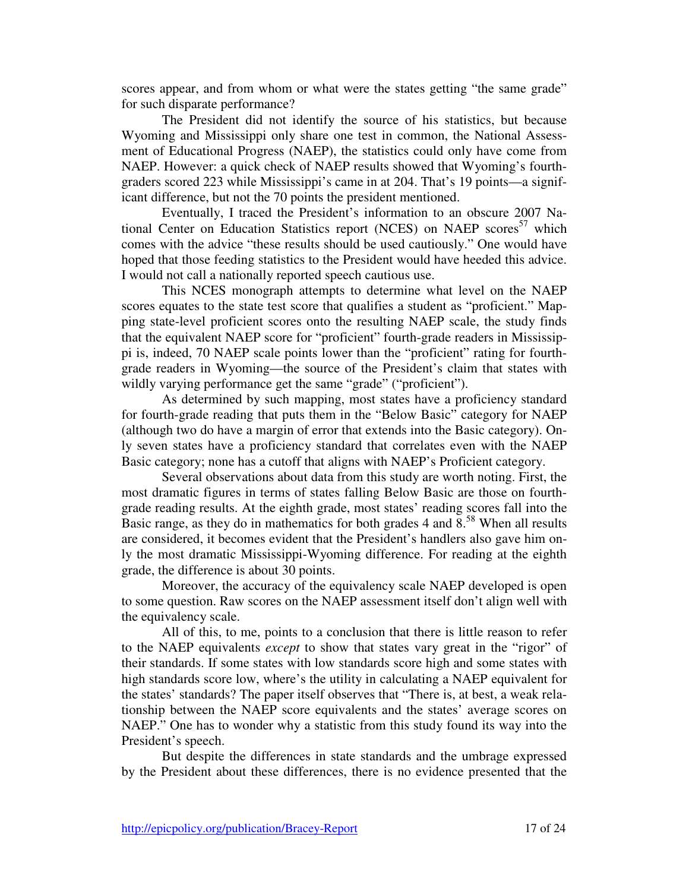scores appear, and from whom or what were the states getting "the same grade" for such disparate performance?

The President did not identify the source of his statistics, but because Wyoming and Mississippi only share one test in common, the National Assessment of Educational Progress (NAEP), the statistics could only have come from NAEP. However: a quick check of NAEP results showed that Wyoming's fourth-graders scored 223 while Mississippi's came in at 204. That's 19 points—a significant difference, but not the 70 points the president mentioned.

Eventually, I traced the President's information to an obscure 2007 National Center on Education Statistics report (NCES) on NAEP scores[57] which comes with the advice "these results should be used cautiously." One would have hoped that those feeding statistics to the President would have heeded this advice. I would not call a nationally reported speech cautious use.

This NCES monograph attempts to determine what level on the NAEP scores equates to the state test score that qualifies a student as "proficient." Mapping state-level proficient scores onto the resulting NAEP scale, the study finds that the equivalent NAEP score for "proficient" fourth-grade readers in Mississippi is, indeed, 70 NAEP scale points lower than the "proficient" rating for fourth-grade readers in Wyoming—the source of the President's claim that states with wildly varying performance get the same "grade" ("proficient").

As determined by such mapping, most states have a proficiency standard for fourth-grade reading that puts them in the "Below Basic" category for NAEP (although two do have a margin of error that extends into the Basic category). Only seven states have a proficiency standard that correlates even with the NAEP Basic category; none has a cutoff that aligns with NAEP's Proficient category.

Several observations about data from this study are worth noting. First, the most dramatic figures in terms of states falling Below Basic are those on fourth-grade reading results. At the eighth grade, most states' reading scores fall into the Basic range, as they do in mathematics for both grades 4 and 8.[58] When all results are considered, it becomes evident that the President's handlers also gave him only the most dramatic Mississippi-Wyoming difference. For reading at the eighth grade, the difference is about 30 points.

Moreover, the accuracy of the equivalency scale NAEP developed is open to some question. Raw scores on the NAEP assessment itself don't align well with the equivalency scale.

All of this, to me, points to a conclusion that there is little reason to refer to the NAEP equivalents *except* to show that states vary great in the "rigor" of their standards. If some states with low standards score high and some states with high standards score low, where's the utility in calculating a NAEP equivalent for the states' standards? The paper itself observes that "There is, at best, a weak relationship between the NAEP score equivalents and the states' average scores on NAEP." One has to wonder why a statistic from this study found its way into the President's speech.

But despite the differences in state standards and the umbrage expressed by the President about these differences, there is no evidence presented that the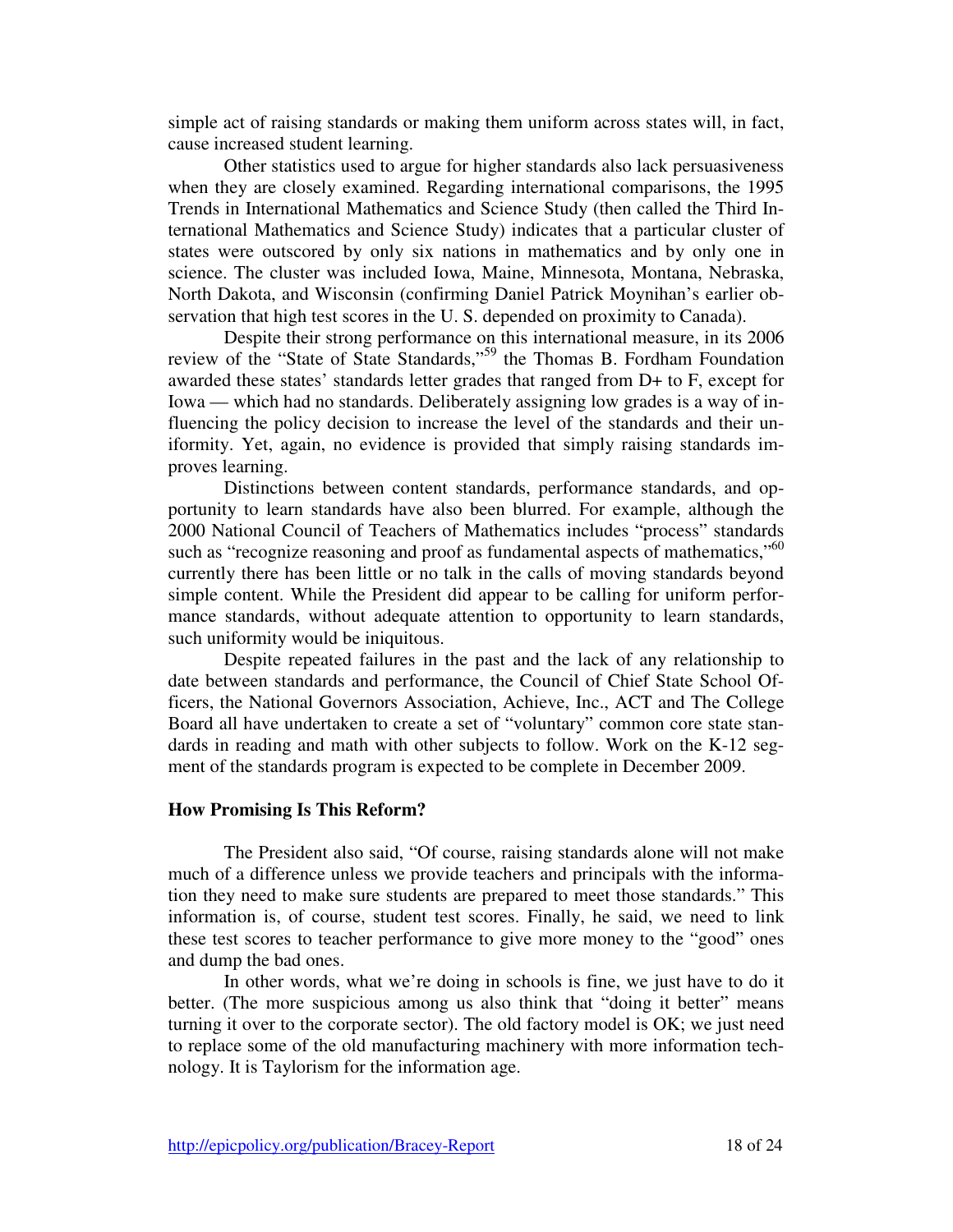simple act of raising standards or making them uniform across states will, in fact, cause increased student learning.

Other statistics used to argue for higher standards also lack persuasiveness when they are closely examined. Regarding international comparisons, the 1995 Trends in International Mathematics and Science Study (then called the Third International Mathematics and Science Study) indicates that a particular cluster of states were outscored by only six nations in mathematics and by only one in science. The cluster was included Iowa, Maine, Minnesota, Montana, Nebraska, North Dakota, and Wisconsin (confirming Daniel Patrick Moynihan's earlier observation that high test scores in the U. S. depended on proximity to Canada).

Despite their strong performance on this international measure, in its 2006 review of the "State of State Standards,"[59] the Thomas B. Fordham Foundation awarded these states' standards letter grades that ranged from D+ to F, except for Iowa — which had no standards. Deliberately assigning low grades is a way of influencing the policy decision to increase the level of the standards and their uniformity. Yet, again, no evidence is provided that simply raising standards improves learning.

Distinctions between content standards, performance standards, and opportunity to learn standards have also been blurred. For example, although the 2000 National Council of Teachers of Mathematics includes "process" standards such as "recognize reasoning and proof as fundamental aspects of mathematics,"[60] currently there has been little or no talk in the calls of moving standards beyond simple content. While the President did appear to be calling for uniform performance standards, without adequate attention to opportunity to learn standards, such uniformity would be iniquitous.

Despite repeated failures in the past and the lack of any relationship to date between standards and performance, the Council of Chief State School Officers, the National Governors Association, Achieve, Inc., ACT and The College Board all have undertaken to create a set of "voluntary" common core state standards in reading and math with other subjects to follow. Work on the K-12 segment of the standards program is expected to be complete in December 2009.

### How Promising Is This Reform?

The President also said, "Of course, raising standards alone will not make much of a difference unless we provide teachers and principals with the information they need to make sure students are prepared to meet those standards." This information is, of course, student test scores. Finally, he said, we need to link these test scores to teacher performance to give more money to the "good" ones and dump the bad ones.

In other words, what we're doing in schools is fine, we just have to do it better. (The more suspicious among us also think that "doing it better" means turning it over to the corporate sector). The old factory model is OK; we just need to replace some of the old manufacturing machinery with more information technology. It is Taylorism for the information age.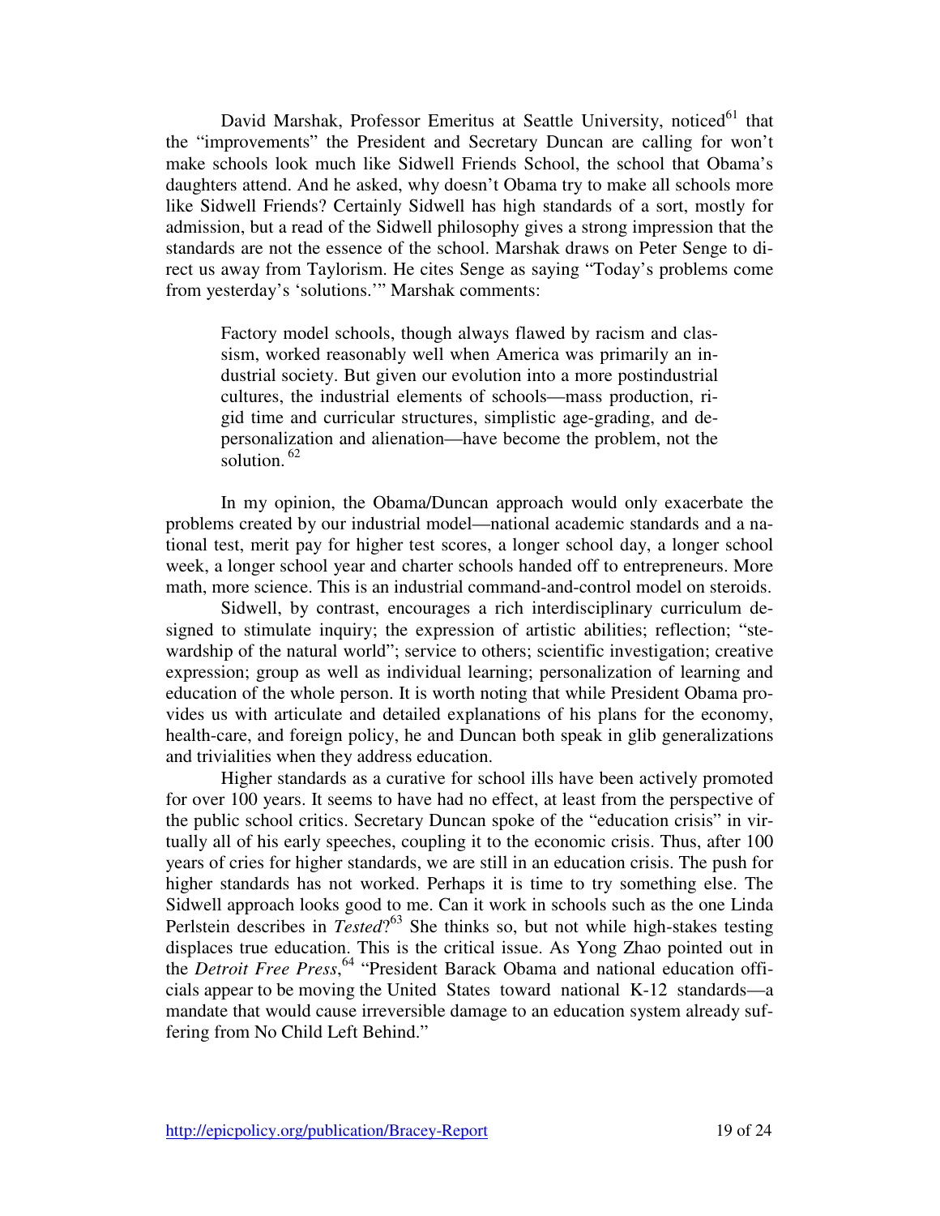David Marshak, Professor Emeritus at Seattle University, noticed[61] that the "improvements" the President and Secretary Duncan are calling for won't make schools look much like Sidwell Friends School, the school that Obama's daughters attend. And he asked, why doesn't Obama try to make all schools more like Sidwell Friends? Certainly Sidwell has high standards of a sort, mostly for admission, but a read of the Sidwell philosophy gives a strong impression that the standards are not the essence of the school. Marshak draws on Peter Senge to direct us away from Taylorism. He cites Senge as saying "Today's problems come from yesterday's 'solutions.'" Marshak comments:

> Factory model schools, though always flawed by racism and classism, worked reasonably well when America was primarily an industrial society. But given our evolution into a more postindustrial cultures, the industrial elements of schools—mass production, rigid time and curricular structures, simplistic age-grading, and depersonalization and alienation—have become the problem, not the solution.[62]

In my opinion, the Obama/Duncan approach would only exacerbate the problems created by our industrial model—national academic standards and a national test, merit pay for higher test scores, a longer school day, a longer school week, a longer school year and charter schools handed off to entrepreneurs. More math, more science. This is an industrial command-and-control model on steroids.

Sidwell, by contrast, encourages a rich interdisciplinary curriculum designed to stimulate inquiry; the expression of artistic abilities; reflection; "stewardship of the natural world"; service to others; scientific investigation; creative expression; group as well as individual learning; personalization of learning and education of the whole person. It is worth noting that while President Obama provides us with articulate and detailed explanations of his plans for the economy, health-care, and foreign policy, he and Duncan both speak in glib generalizations and trivialities when they address education.

Higher standards as a curative for school ills have been actively promoted for over 100 years. It seems to have had no effect, at least from the perspective of the public school critics. Secretary Duncan spoke of the "education crisis" in virtually all of his early speeches, coupling it to the economic crisis. Thus, after 100 years of cries for higher standards, we are still in an education crisis. The push for higher standards has not worked. Perhaps it is time to try something else. The Sidwell approach looks good to me. Can it work in schools such as the one Linda Perlstein describes in *Tested*?[63] She thinks so, but not while high-stakes testing displaces true education. This is the critical issue. As Yong Zhao pointed out in the *Detroit Free Press*,[64] "President Barack Obama and national education officials appear to be moving the United States toward national K-12 standards—a mandate that would cause irreversible damage to an education system already suffering from No Child Left Behind."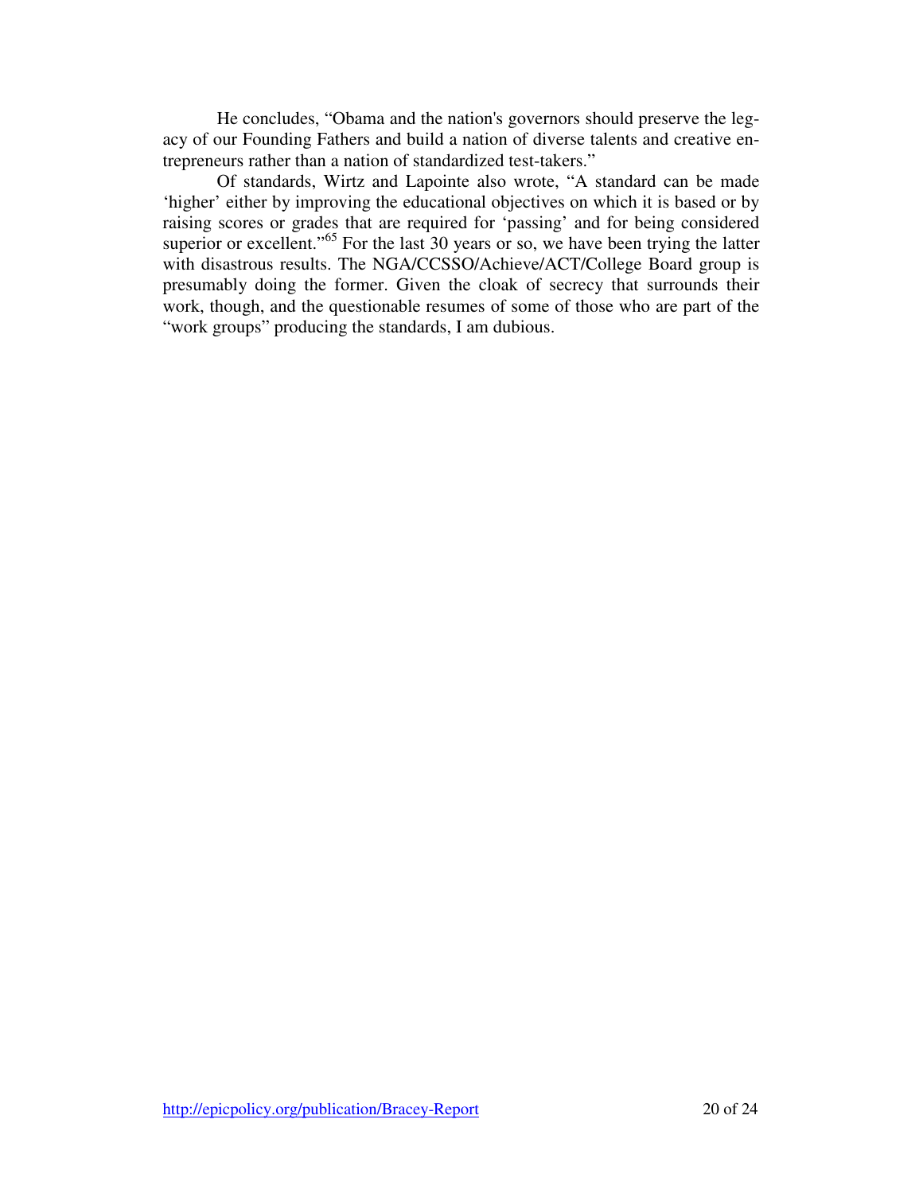He concludes, "Obama and the nation's governors should preserve the legacy of our Founding Fathers and build a nation of diverse talents and creative entrepreneurs rather than a nation of standardized test-takers."

Of standards, Wirtz and Lapointe also wrote, "A standard can be made 'higher' either by improving the educational objectives on which it is based or by raising scores or grades that are required for 'passing' and for being considered superior or excellent."[65] For the last 30 years or so, we have been trying the latter with disastrous results. The NGA/CCSSO/Achieve/ACT/College Board group is presumably doing the former. Given the cloak of secrecy that surrounds their work, though, and the questionable resumes of some of those who are part of the "work groups" producing the standards, I am dubious.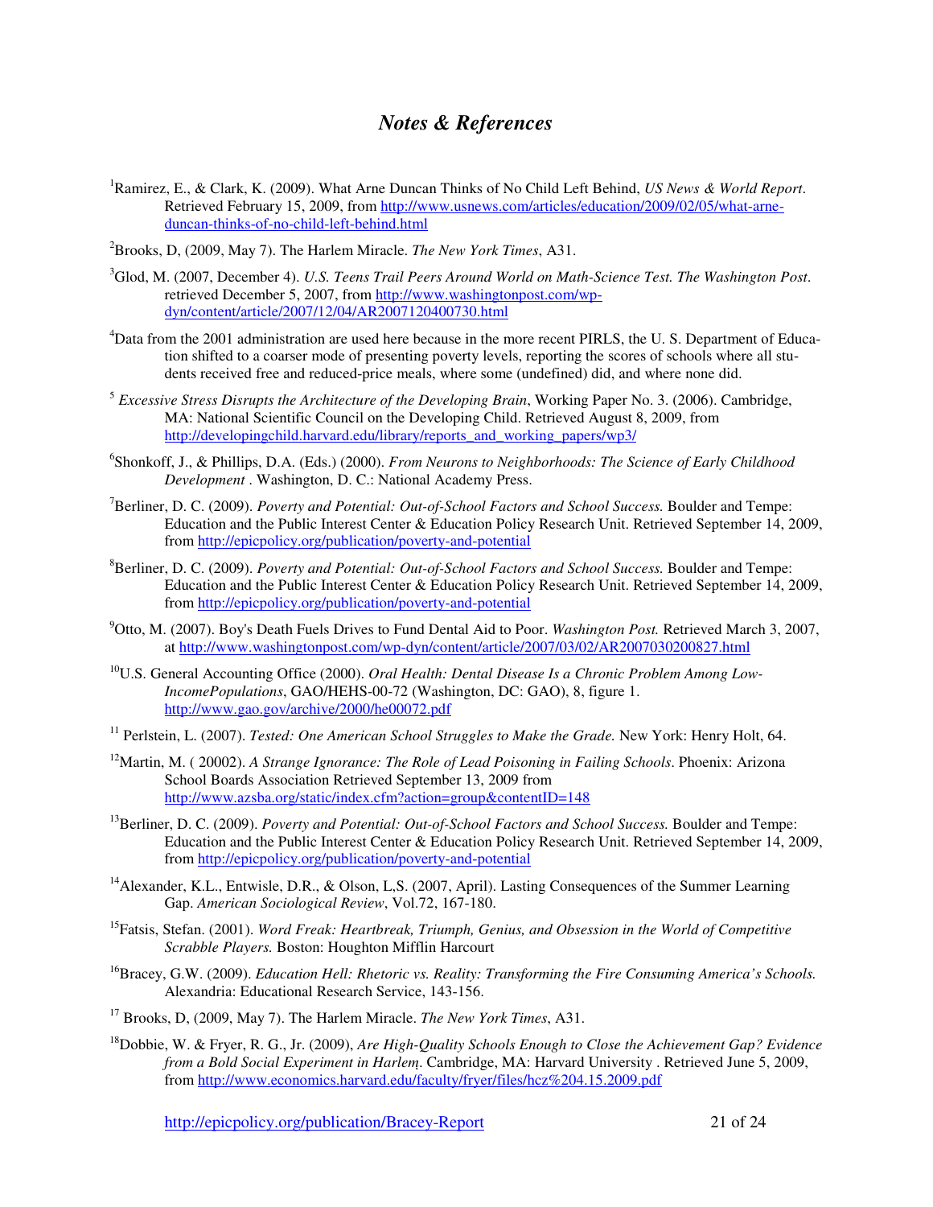# *Notes & References*

[1]Ramirez, E., & Clark, K. (2009). What Arne Duncan Thinks of No Child Left Behind, *US News & World Report*. Retrieved February 15, 2009, from http://www.usnews.com/articles/education/2009/02/05/what-arne-duncan-thinks-of-no-child-left-behind.html

[2]Brooks, D, (2009, May 7). The Harlem Miracle. *The New York Times*, A31.

[3]Glod, M. (2007, December 4). *U.S. Teens Trail Peers Around World on Math-Science Test. The Washington Post*. retrieved December 5, 2007, from http://www.washingtonpost.com/wp-dyn/content/article/2007/12/04/AR2007120400730.html

[4]Data from the 2001 administration are used here because in the more recent PIRLS, the U. S. Department of Education shifted to a coarser mode of presenting poverty levels, reporting the scores of schools where all students received free and reduced-price meals, where some (undefined) did, and where none did.

[5] *Excessive Stress Disrupts the Architecture of the Developing Brain*, Working Paper No. 3. (2006). Cambridge, MA: National Scientific Council on the Developing Child. Retrieved August 8, 2009, from http://developingchild.harvard.edu/library/reports_and_working_papers/wp3/

[6]Shonkoff, J., & Phillips, D.A. (Eds.) (2000). *From Neurons to Neighborhoods: The Science of Early Childhood Development* . Washington, D. C.: National Academy Press.

[7]Berliner, D. C. (2009). *Poverty and Potential: Out-of-School Factors and School Success.* Boulder and Tempe: Education and the Public Interest Center & Education Policy Research Unit. Retrieved September 14, 2009, from http://epicpolicy.org/publication/poverty-and-potential

[8]Berliner, D. C. (2009). *Poverty and Potential: Out-of-School Factors and School Success.* Boulder and Tempe: Education and the Public Interest Center & Education Policy Research Unit. Retrieved September 14, 2009, from http://epicpolicy.org/publication/poverty-and-potential

[9]Otto, M. (2007). Boy's Death Fuels Drives to Fund Dental Aid to Poor. *Washington Post.* Retrieved March 3, 2007, at http://www.washingtonpost.com/wp-dyn/content/article/2007/03/02/AR2007030200827.html

[10]U.S. General Accounting Office (2000). *Oral Health: Dental Disease Is a Chronic Problem Among Low-IncomePopulations*, GAO/HEHS-00-72 (Washington, DC: GAO), 8, figure 1. http://www.gao.gov/archive/2000/he00072.pdf

[11] Perlstein, L. (2007). *Tested: One American School Struggles to Make the Grade.* New York: Henry Holt, 64.

[12]Martin, M. ( 20002). *A Strange Ignorance: The Role of Lead Poisoning in Failing Schools*. Phoenix: Arizona School Boards Association Retrieved September 13, 2009 from http://www.azsba.org/static/index.cfm?action=group&contentID=148

[13]Berliner, D. C. (2009). *Poverty and Potential: Out-of-School Factors and School Success.* Boulder and Tempe: Education and the Public Interest Center & Education Policy Research Unit. Retrieved September 14, 2009, from http://epicpolicy.org/publication/poverty-and-potential

[14]Alexander, K.L., Entwisle, D.R., & Olson, L.S. (2007, April). Lasting Consequences of the Summer Learning Gap. *American Sociological Review*, Vol.72, 167-180.

[15]Fatsis, Stefan. (2001). *Word Freak: Heartbreak, Triumph, Genius, and Obsession in the World of Competitive Scrabble Players.* Boston: Houghton Mifflin Harcourt

[16]Bracey, G.W. (2009). *Education Hell: Rhetoric vs. Reality: Transforming the Fire Consuming America's Schools.* Alexandria: Educational Research Service, 143-156.

[17] Brooks, D, (2009, May 7). The Harlem Miracle. *The New York Times*, A31.

[18]Dobbie, W. & Fryer, R. G., Jr. (2009), *Are High-Quality Schools Enough to Close the Achievement Gap? Evidence from a Bold Social Experiment in Harlem*. Cambridge, MA: Harvard University . Retrieved June 5, 2009, from http://www.economics.harvard.edu/faculty/fryer/files/hcz%204.15.2009.pdf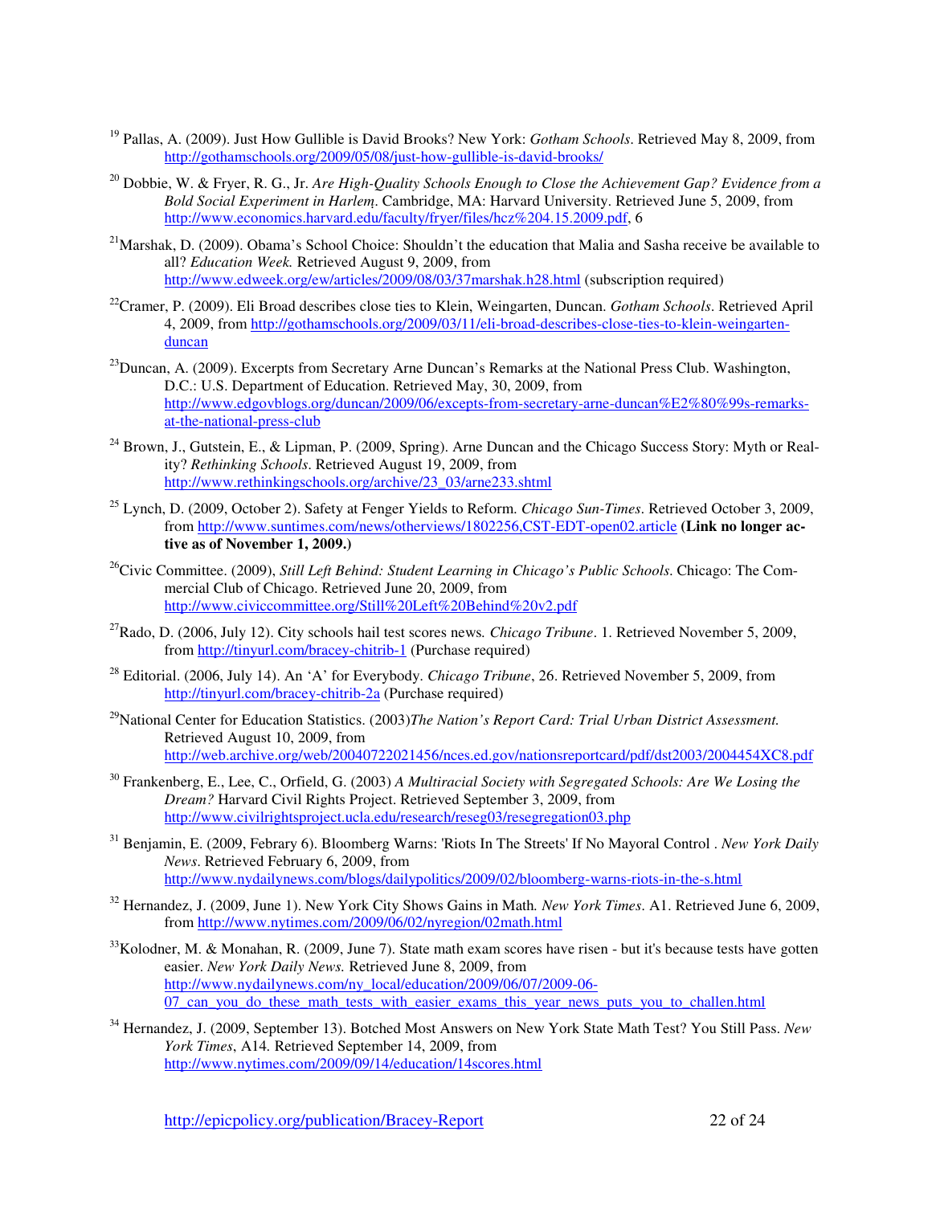[19] Pallas, A. (2009). Just How Gullible is David Brooks? New York: *Gotham Schools*. Retrieved May 8, 2009, from http://gothamschools.org/2009/05/08/just-how-gullible-is-david-brooks/

[20] Dobbie, W. & Fryer, R. G., Jr. *Are High-Quality Schools Enough to Close the Achievement Gap? Evidence from a Bold Social Experiment in Harlem*. Cambridge, MA: Harvard University. Retrieved June 5, 2009, from http://www.economics.harvard.edu/faculty/fryer/files/hcz%204.15.2009.pdf, 6

[21] Marshak, D. (2009). Obama's School Choice: Shouldn't the education that Malia and Sasha receive be available to all? *Education Week.* Retrieved August 9, 2009, from http://www.edweek.org/ew/articles/2009/08/03/37marshak.h28.html (subscription required)

[22] Cramer, P. (2009). Eli Broad describes close ties to Klein, Weingarten, Duncan. *Gotham Schools*. Retrieved April 4, 2009, from http://gothamschools.org/2009/03/11/eli-broad-describes-close-ties-to-klein-weingarten-duncan

[23] Duncan, A. (2009). Excerpts from Secretary Arne Duncan's Remarks at the National Press Club. Washington, D.C.: U.S. Department of Education. Retrieved May, 30, 2009, from http://www.edgovblogs.org/duncan/2009/06/excepts-from-secretary-arne-duncan%E2%80%99s-remarks-at-the-national-press-club

[24] Brown, J., Gutstein, E., & Lipman, P. (2009, Spring). Arne Duncan and the Chicago Success Story: Myth or Reality? *Rethinking Schools*. Retrieved August 19, 2009, from http://www.rethinkingschools.org/archive/23_03/arne233.shtml

[25] Lynch, D. (2009, October 2). Safety at Fenger Yields to Reform. *Chicago Sun-Times*. Retrieved October 3, 2009, from http://www.suntimes.com/news/otherviews/1802256,CST-EDT-open02.article **(Link no longer active as of November 1, 2009.)**

[26] Civic Committee. (2009), *Still Left Behind: Student Learning in Chicago's Public Schools*. Chicago: The Commercial Club of Chicago. Retrieved June 20, 2009, from http://www.civiccommittee.org/Still%20Left%20Behind%20v2.pdf

[27] Rado, D. (2006, July 12). City schools hail test scores news*. Chicago Tribune*. 1. Retrieved November 5, 2009, from http://tinyurl.com/bracey-chitrib-1 (Purchase required)

[28] Editorial. (2006, July 14). An 'A' for Everybody. *Chicago Tribune*, 26. Retrieved November 5, 2009, from http://tinyurl.com/bracey-chitrib-2a (Purchase required)

[29] National Center for Education Statistics. (2003)*The Nation's Report Card: Trial Urban District Assessment.* Retrieved August 10, 2009, from http://web.archive.org/web/20040722021456/nces.ed.gov/nationsreportcard/pdf/dst2003/2004454XC8.pdf

[30] Frankenberg, E., Lee, C., Orfield, G. (2003) *A Multiracial Society with Segregated Schools: Are We Losing the Dream?* Harvard Civil Rights Project. Retrieved September 3, 2009, from http://www.civilrightsproject.ucla.edu/research/reseg03/resegregation03.php

[31] Benjamin, E. (2009, Febrary 6). Bloomberg Warns: 'Riots In The Streets' If No Mayoral Control . *New York Daily News*. Retrieved February 6, 2009, from http://www.nydailynews.com/blogs/dailypolitics/2009/02/bloomberg-warns-riots-in-the-s.html

[32] Hernandez, J. (2009, June 1). New York City Shows Gains in Math*. New York Times.* A1. Retrieved June 6, 2009, from http://www.nytimes.com/2009/06/02/nyregion/02math.html

[33] Kolodner, M. & Monahan, R. (2009, June 7). State math exam scores have risen - but it's because tests have gotten easier. *New York Daily News.* Retrieved June 8, 2009, from http://www.nydailynews.com/ny_local/education/2009/06/07/2009-06-07_can_you_do_these_math_tests_with_easier_exams_this_year_news_puts_you_to_challen.html

[34] Hernandez, J. (2009, September 13). Botched Most Answers on New York State Math Test? You Still Pass. *New York Times*, A14. Retrieved September 14, 2009, from http://www.nytimes.com/2009/09/14/education/14scores.html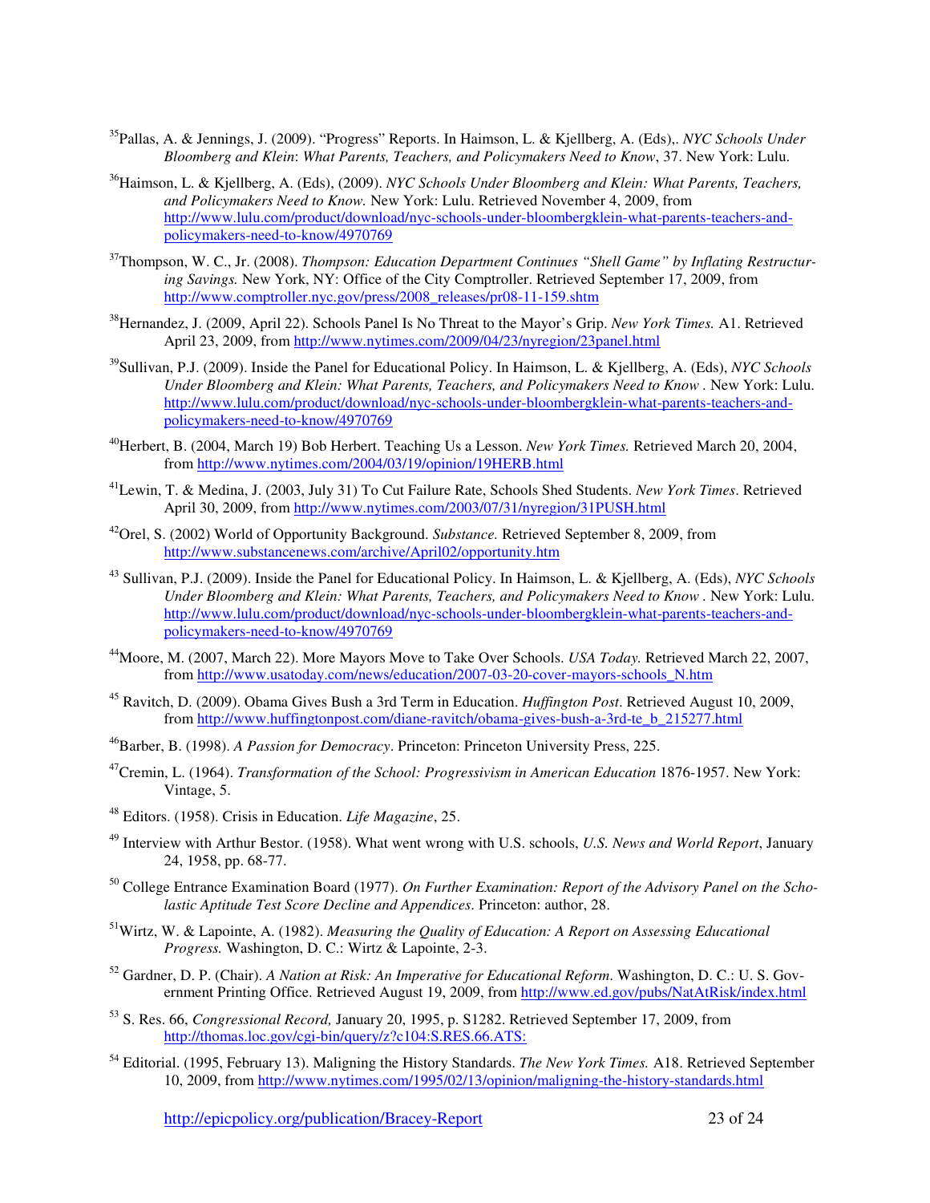[35]Pallas, A. & Jennings, J. (2009). "Progress" Reports. In Haimson, L. & Kjellberg, A. (Eds),. *NYC Schools Under Bloomberg and Klein*: *What Parents, Teachers, and Policymakers Need to Know*, 37. New York: Lulu.

[36]Haimson, L. & Kjellberg, A. (Eds), (2009). *NYC Schools Under Bloomberg and Klein: What Parents, Teachers, and Policymakers Need to Know.* New York: Lulu. Retrieved November 4, 2009, from http://www.lulu.com/product/download/nyc-schools-under-bloombergklein-what-parents-teachers-and-policymakers-need-to-know/4970769

[37]Thompson, W. C., Jr. (2008). *Thompson: Education Department Continues "Shell Game" by Inflating Restructuring Savings.* New York, NY: Office of the City Comptroller. Retrieved September 17, 2009, from http://www.comptroller.nyc.gov/press/2008_releases/pr08-11-159.shtm

[38]Hernandez, J. (2009, April 22). Schools Panel Is No Threat to the Mayor's Grip. *New York Times.* A1. Retrieved April 23, 2009, from http://www.nytimes.com/2009/04/23/nyregion/23panel.html

[39]Sullivan, P.J. (2009). Inside the Panel for Educational Policy. In Haimson, L. & Kjellberg, A. (Eds), *NYC Schools Under Bloomberg and Klein: What Parents, Teachers, and Policymakers Need to Know* . New York: Lulu. http://www.lulu.com/product/download/nyc-schools-under-bloombergklein-what-parents-teachers-and-policymakers-need-to-know/4970769

[40]Herbert, B. (2004, March 19) Bob Herbert. Teaching Us a Lesson. *New York Times.* Retrieved March 20, 2004, from http://www.nytimes.com/2004/03/19/opinion/19HERB.html

[41]Lewin, T. & Medina, J. (2003, July 31) To Cut Failure Rate, Schools Shed Students. *New York Times*. Retrieved April 30, 2009, from http://www.nytimes.com/2003/07/31/nyregion/31PUSH.html

[42]Orel, S. (2002) World of Opportunity Background. *Substance.* Retrieved September 8, 2009, from http://www.substancenews.com/archive/April02/opportunity.htm

[43] Sullivan, P.J. (2009). Inside the Panel for Educational Policy. In Haimson, L. & Kjellberg, A. (Eds), *NYC Schools Under Bloomberg and Klein: What Parents, Teachers, and Policymakers Need to Know* . New York: Lulu. http://www.lulu.com/product/download/nyc-schools-under-bloombergklein-what-parents-teachers-and-policymakers-need-to-know/4970769

[44]Moore, M. (2007, March 22). More Mayors Move to Take Over Schools. *USA Today.* Retrieved March 22, 2007, from http://www.usatoday.com/news/education/2007-03-20-cover-mayors-schools_N.htm

[45] Ravitch, D. (2009). Obama Gives Bush a 3rd Term in Education. *Huffington Post*. Retrieved August 10, 2009, from http://www.huffingtonpost.com/diane-ravitch/obama-gives-bush-a-3rd-te_b_215277.html

[46]Barber, B. (1998). *A Passion for Democracy*. Princeton: Princeton University Press, 225.

[47]Cremin, L. (1964). *Transformation of the School: Progressivism in American Education* 1876-1957. New York: Vintage, 5.

[48] Editors. (1958). Crisis in Education. *Life Magazine*, 25.

[49] Interview with Arthur Bestor. (1958). What went wrong with U.S. schools, *U.S. News and World Report*, January 24, 1958, pp. 68-77.

[50] College Entrance Examination Board (1977). *On Further Examination: Report of the Advisory Panel on the Scholastic Aptitude Test Score Decline and Appendices*. Princeton: author, 28.

[51]Wirtz, W. & Lapointe, A. (1982). *Measuring the Quality of Education: A Report on Assessing Educational Progress.* Washington, D. C.: Wirtz & Lapointe, 2-3.

[52] Gardner, D. P. (Chair). *A Nation at Risk: An Imperative for Educational Reform*. Washington, D. C.: U. S. Government Printing Office. Retrieved August 19, 2009, from http://www.ed.gov/pubs/NatAtRisk/index.html

[53] S. Res. 66, *Congressional Record,* January 20, 1995, p. S1282. Retrieved September 17, 2009, from http://thomas.loc.gov/cgi-bin/query/z?c104:S.RES.66.ATS:

[54] Editorial. (1995, February 13). Maligning the History Standards. *The New York Times.* A18. Retrieved September 10, 2009, from http://www.nytimes.com/1995/02/13/opinion/maligning-the-history-standards.html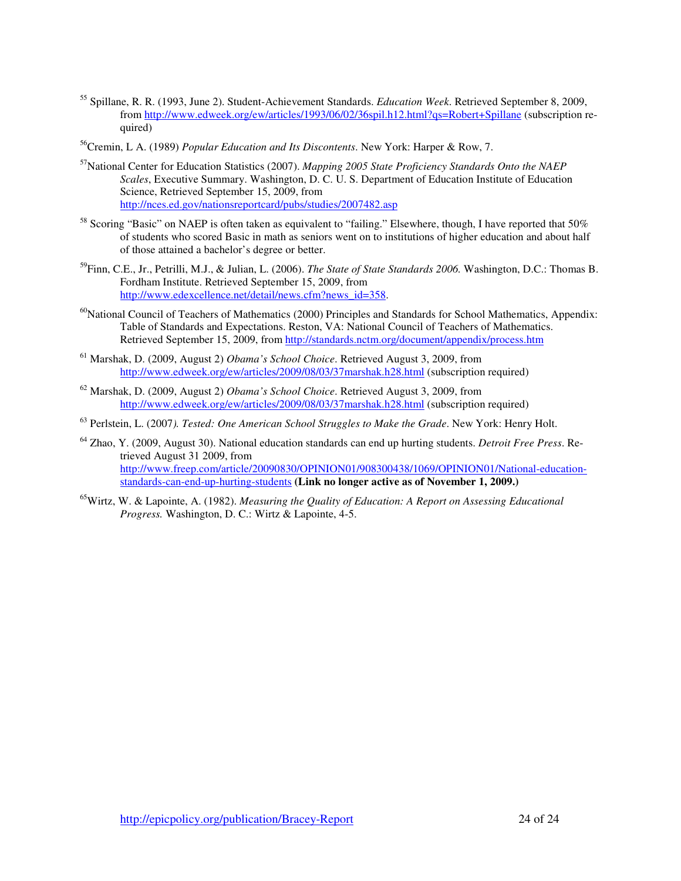[55] Spillane, R. R. (1993, June 2). Student-Achievement Standards. *Education Week*. Retrieved September 8, 2009, from http://www.edweek.org/ew/articles/1993/06/02/36spil.h12.html?qs=Robert+Spillane (subscription required)

[56] Cremin, L A. (1989) *Popular Education and Its Discontents*. New York: Harper & Row, 7.

[57] National Center for Education Statistics (2007). *Mapping 2005 State Proficiency Standards Onto the NAEP Scales*, Executive Summary. Washington, D. C. U. S. Department of Education Institute of Education Science, Retrieved September 15, 2009, from http://nces.ed.gov/nationsreportcard/pubs/studies/2007482.asp

[58] Scoring "Basic" on NAEP is often taken as equivalent to "failing." Elsewhere, though, I have reported that 50% of students who scored Basic in math as seniors went on to institutions of higher education and about half of those attained a bachelor's degree or better.

[59] Finn, C.E., Jr., Petrilli, M.J., & Julian, L. (2006). *The State of State Standards 2006.* Washington, D.C.: Thomas B. Fordham Institute. Retrieved September 15, 2009, from http://www.edexcellence.net/detail/news.cfm?news_id=358.

[60] National Council of Teachers of Mathematics (2000) Principles and Standards for School Mathematics, Appendix: Table of Standards and Expectations. Reston, VA: National Council of Teachers of Mathematics. Retrieved September 15, 2009, from http://standards.nctm.org/document/appendix/process.htm

[61] Marshak, D. (2009, August 2) *Obama's School Choice*. Retrieved August 3, 2009, from http://www.edweek.org/ew/articles/2009/08/03/37marshak.h28.html (subscription required)

[62] Marshak, D. (2009, August 2) *Obama's School Choice*. Retrieved August 3, 2009, from http://www.edweek.org/ew/articles/2009/08/03/37marshak.h28.html (subscription required)

[63] Perlstein, L. (2007*). Tested: One American School Struggles to Make the Grade*. New York: Henry Holt.

[64] Zhao, Y. (2009, August 30). National education standards can end up hurting students. *Detroit Free Press*. Retrieved August 31 2009, from http://www.freep.com/article/20090830/OPINION01/908300438/1069/OPINION01/National-education-standards-can-end-up-hurting-students **(Link no longer active as of November 1, 2009.)**

[65] Wirtz, W. & Lapointe, A. (1982). *Measuring the Quality of Education: A Report on Assessing Educational Progress.* Washington, D. C.: Wirtz & Lapointe, 4-5.